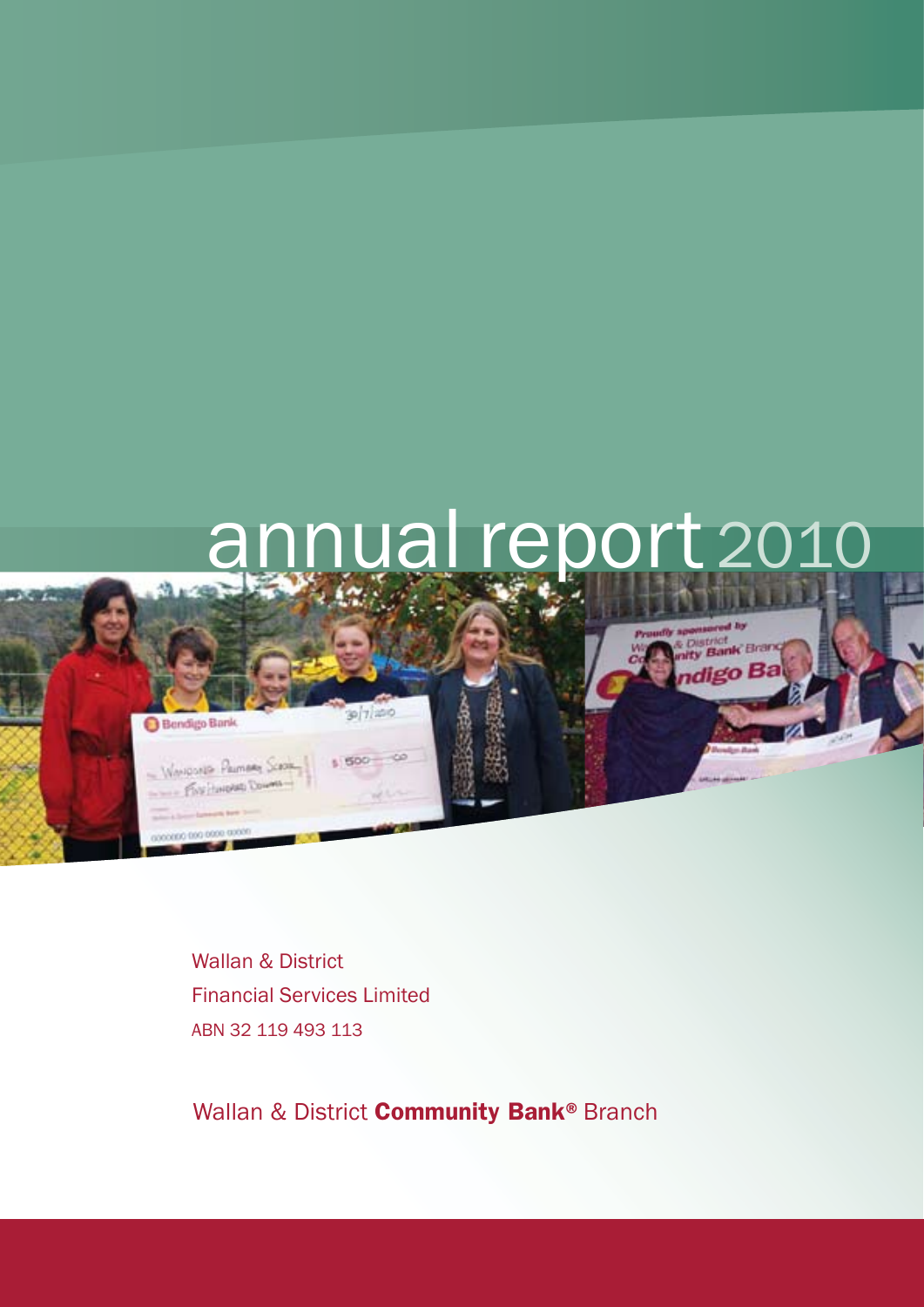# annual report 2010

Wallan & District
Financial Services Limited
ABN 32 119 493 113

Wallan & District **Community Bank®** Branch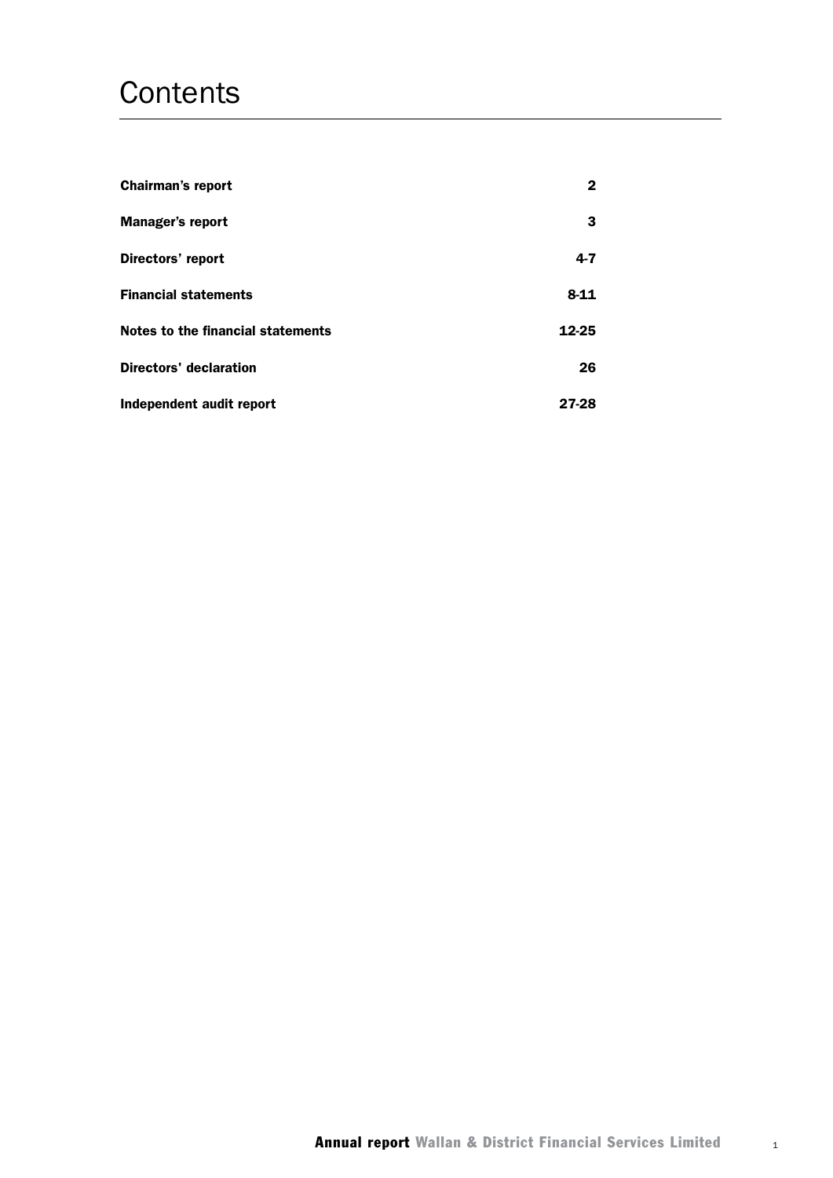# Contents

| | |
|---|---|
| **Chairman's report** | **2** |
| **Manager's report** | **3** |
| **Directors' report** | **4-7** |
| **Financial statements** | **8-11** |
| **Notes to the financial statements** | **12-25** |
| **Directors' declaration** | **26** |
| **Independent audit report** | **27-28** |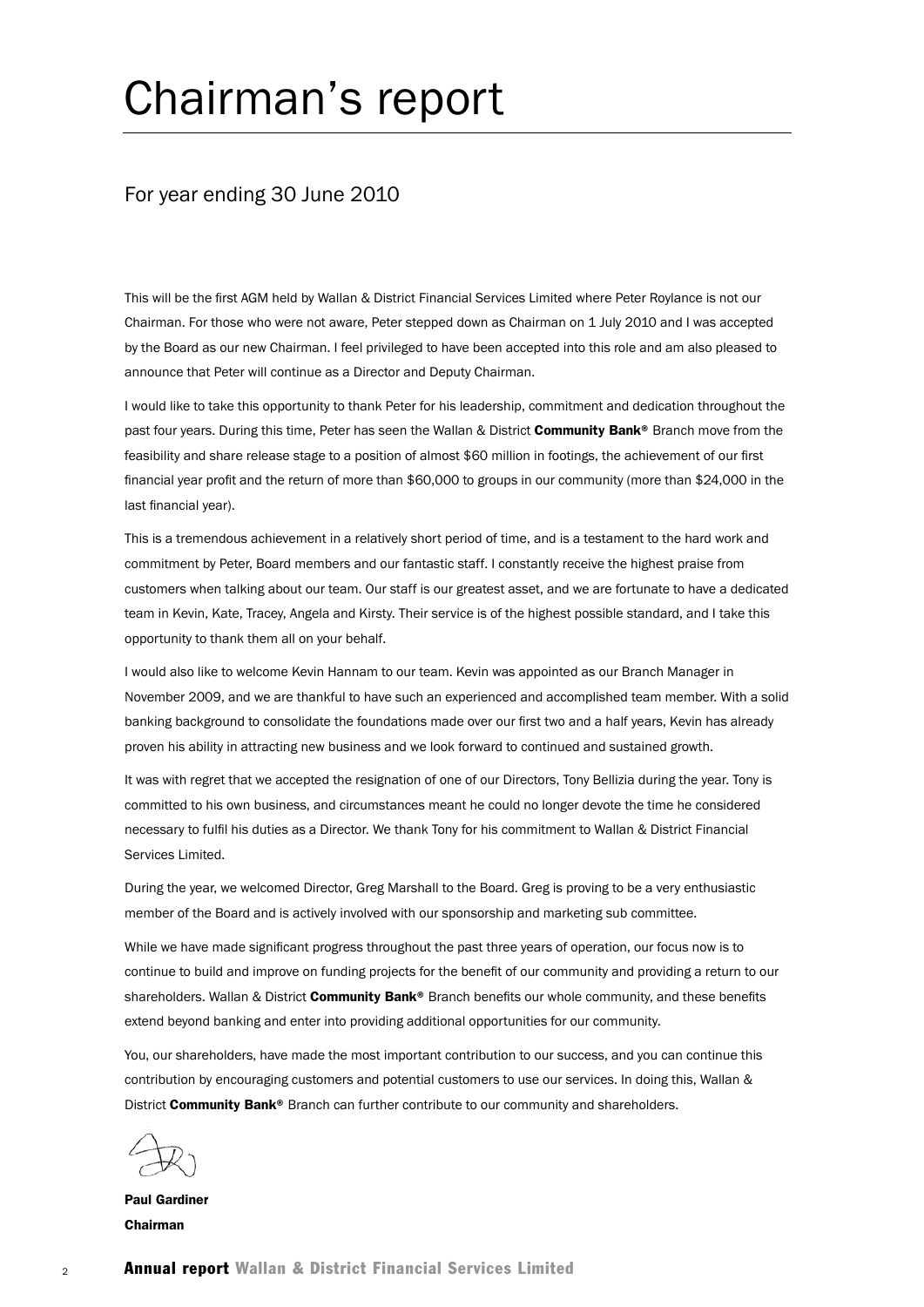# Chairman's report

## For year ending 30 June 2010

This will be the first AGM held by Wallan & District Financial Services Limited where Peter Roylance is not our Chairman. For those who were not aware, Peter stepped down as Chairman on 1 July 2010 and I was accepted by the Board as our new Chairman. I feel privileged to have been accepted into this role and am also pleased to announce that Peter will continue as a Director and Deputy Chairman.

I would like to take this opportunity to thank Peter for his leadership, commitment and dedication throughout the past four years. During this time, Peter has seen the Wallan & District **Community Bank®** Branch move from the feasibility and share release stage to a position of almost $60 million in footings, the achievement of our first financial year profit and the return of more than $60,000 to groups in our community (more than $24,000 in the last financial year).

This is a tremendous achievement in a relatively short period of time, and is a testament to the hard work and commitment by Peter, Board members and our fantastic staff. I constantly receive the highest praise from customers when talking about our team. Our staff is our greatest asset, and we are fortunate to have a dedicated team in Kevin, Kate, Tracey, Angela and Kirsty. Their service is of the highest possible standard, and I take this opportunity to thank them all on your behalf.

I would also like to welcome Kevin Hannam to our team. Kevin was appointed as our Branch Manager in November 2009, and we are thankful to have such an experienced and accomplished team member. With a solid banking background to consolidate the foundations made over our first two and a half years, Kevin has already proven his ability in attracting new business and we look forward to continued and sustained growth.

It was with regret that we accepted the resignation of one of our Directors, Tony Bellizia during the year. Tony is committed to his own business, and circumstances meant he could no longer devote the time he considered necessary to fulfil his duties as a Director. We thank Tony for his commitment to Wallan & District Financial Services Limited.

During the year, we welcomed Director, Greg Marshall to the Board. Greg is proving to be a very enthusiastic member of the Board and is actively involved with our sponsorship and marketing sub committee.

While we have made significant progress throughout the past three years of operation, our focus now is to continue to build and improve on funding projects for the benefit of our community and providing a return to our shareholders. Wallan & District **Community Bank®** Branch benefits our whole community, and these benefits extend beyond banking and enter into providing additional opportunities for our community.

You, our shareholders, have made the most important contribution to our success, and you can continue this contribution by encouraging customers and potential customers to use our services. In doing this, Wallan & District **Community Bank®** Branch can further contribute to our community and shareholders.

**Paul Gardiner**
**Chairman**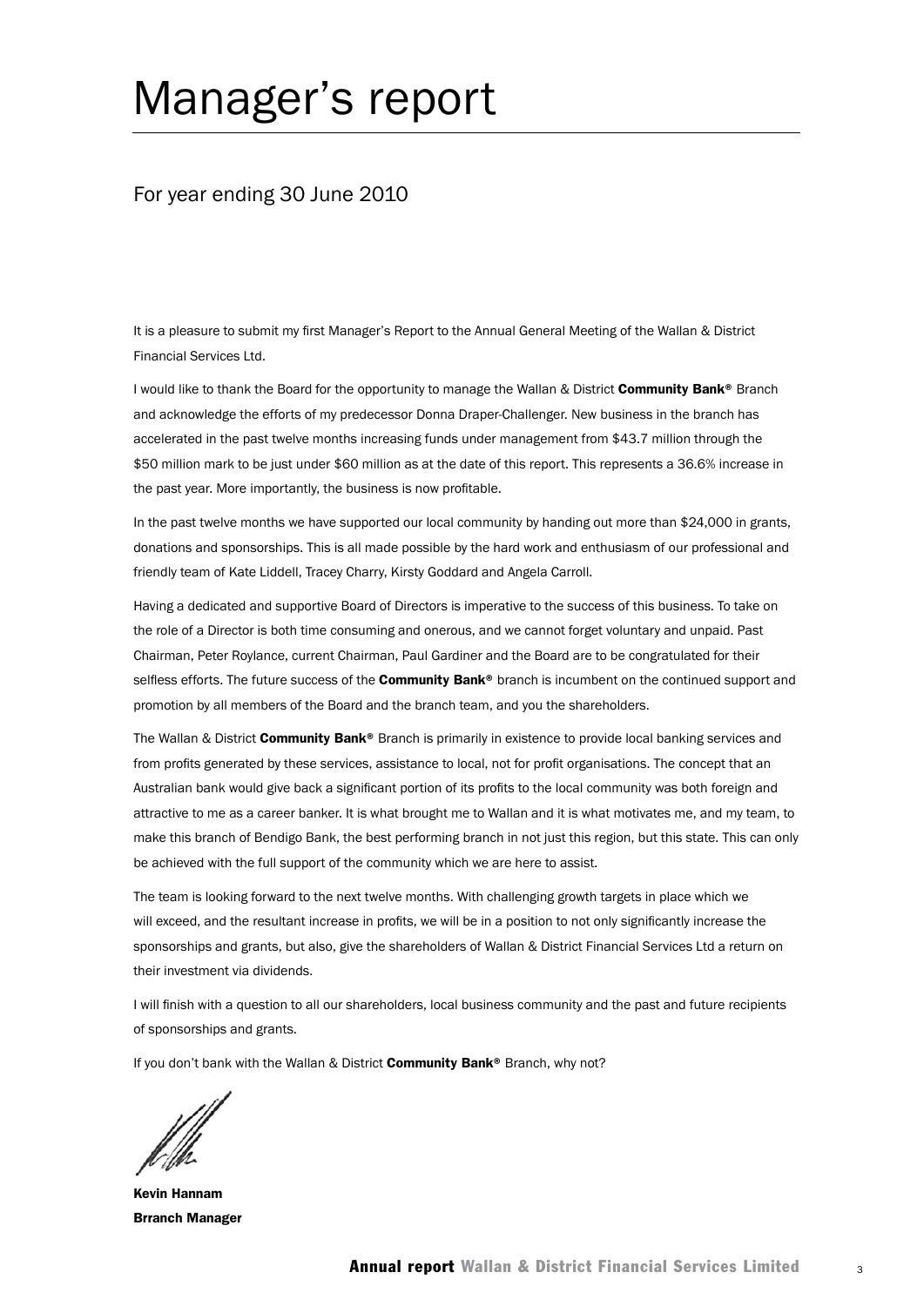# Manager's report

## For year ending 30 June 2010

It is a pleasure to submit my first Manager's Report to the Annual General Meeting of the Wallan & District Financial Services Ltd.

I would like to thank the Board for the opportunity to manage the Wallan & District **Community Bank®** Branch and acknowledge the efforts of my predecessor Donna Draper-Challenger. New business in the branch has accelerated in the past twelve months increasing funds under management from $43.7 million through the $50 million mark to be just under $60 million as at the date of this report. This represents a 36.6% increase in the past year. More importantly, the business is now profitable.

In the past twelve months we have supported our local community by handing out more than $24,000 in grants, donations and sponsorships. This is all made possible by the hard work and enthusiasm of our professional and friendly team of Kate Liddell, Tracey Charry, Kirsty Goddard and Angela Carroll.

Having a dedicated and supportive Board of Directors is imperative to the success of this business. To take on the role of a Director is both time consuming and onerous, and we cannot forget voluntary and unpaid. Past Chairman, Peter Roylance, current Chairman, Paul Gardiner and the Board are to be congratulated for their selfless efforts. The future success of the **Community Bank®** branch is incumbent on the continued support and promotion by all members of the Board and the branch team, and you the shareholders.

The Wallan & District **Community Bank®** Branch is primarily in existence to provide local banking services and from profits generated by these services, assistance to local, not for profit organisations. The concept that an Australian bank would give back a significant portion of its profits to the local community was both foreign and attractive to me as a career banker. It is what brought me to Wallan and it is what motivates me, and my team, to make this branch of Bendigo Bank, the best performing branch in not just this region, but this state. This can only be achieved with the full support of the community which we are here to assist.

The team is looking forward to the next twelve months. With challenging growth targets in place which we will exceed, and the resultant increase in profits, we will be in a position to not only significantly increase the sponsorships and grants, but also, give the shareholders of Wallan & District Financial Services Ltd a return on their investment via dividends.

I will finish with a question to all our shareholders, local business community and the past and future recipients of sponsorships and grants.

If you don't bank with the Wallan & District **Community Bank®** Branch, why not?

**Kevin Hannam**
**Brranch Manager**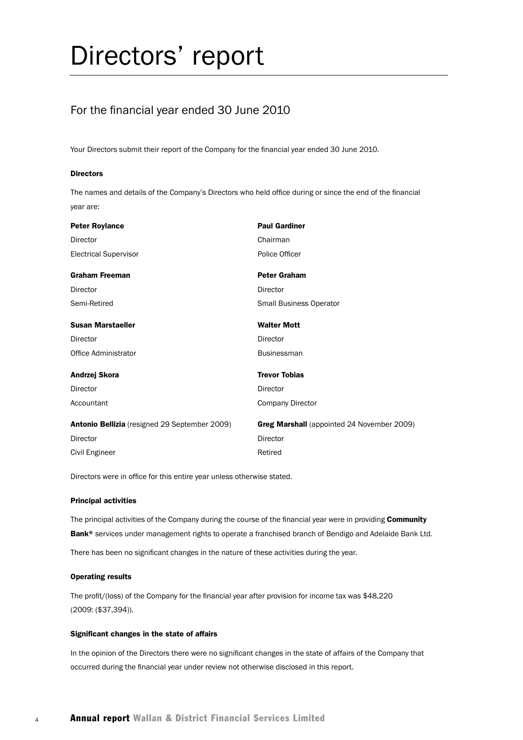# Directors' report

## For the financial year ended 30 June 2010

Your Directors submit their report of the Company for the financial year ended 30 June 2010.

#### Directors

The names and details of the Company's Directors who held office during or since the end of the financial year are:

**Peter Roylance**
Director
Electrical Supervisor

**Paul Gardiner**
Chairman
Police Officer

**Graham Freeman**
Director
Semi-Retired

**Peter Graham**
Director
Small Business Operator

**Susan Marstaeller**
Director
Office Administrator

**Walter Mott**
Director
Businessman

**Andrzej Skora**
Director
Accountant

**Trevor Tobias**
Director
Company Director

**Antonio Bellizia** (resigned 29 September 2009)
Director
Civil Engineer

**Greg Marshall** (appointed 24 November 2009)
Director
Retired

Directors were in office for this entire year unless otherwise stated.

#### Principal activities

The principal activities of the Company during the course of the financial year were in providing **Community Bank®** services under management rights to operate a franchised branch of Bendigo and Adelaide Bank Ltd.

There has been no significant changes in the nature of these activities during the year.

#### Operating results

The profit/(loss) of the Company for the financial year after provision for income tax was $48,220 (2009: ($37,394)).

#### Significant changes in the state of affairs

In the opinion of the Directors there were no significant changes in the state of affairs of the Company that occurred during the financial year under review not otherwise disclosed in this report.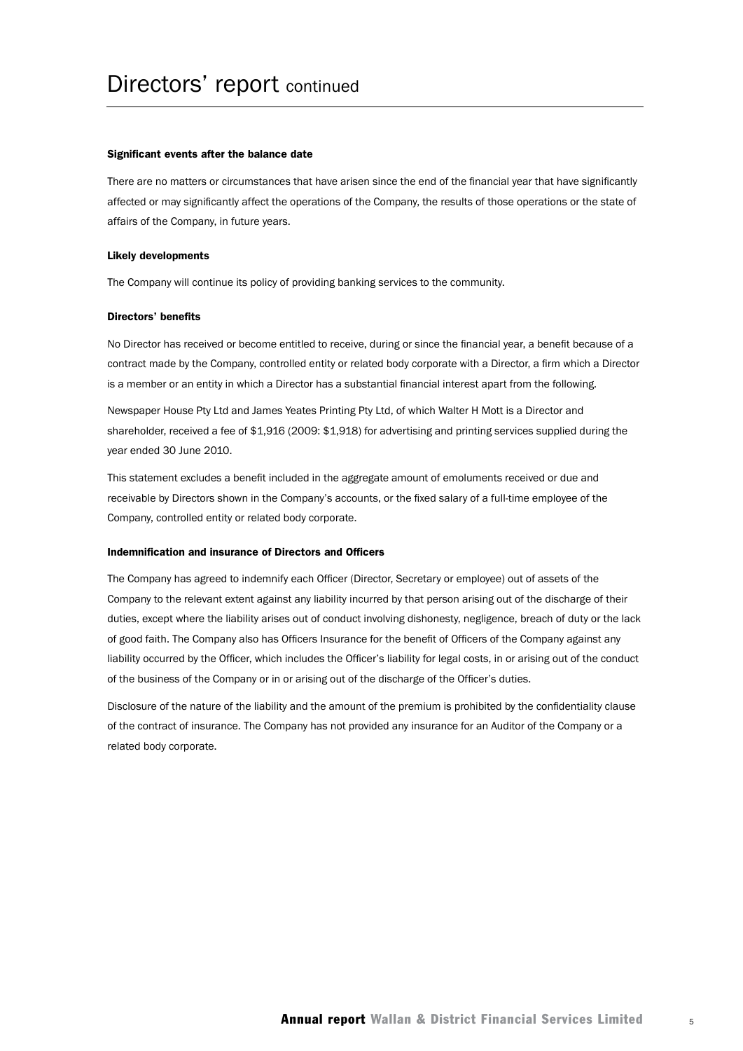# Directors' report continued

### Significant events after the balance date

There are no matters or circumstances that have arisen since the end of the financial year that have significantly affected or may significantly affect the operations of the Company, the results of those operations or the state of affairs of the Company, in future years.

### Likely developments

The Company will continue its policy of providing banking services to the community.

### Directors' benefits

No Director has received or become entitled to receive, during or since the financial year, a benefit because of a contract made by the Company, controlled entity or related body corporate with a Director, a firm which a Director is a member or an entity in which a Director has a substantial financial interest apart from the following.

Newspaper House Pty Ltd and James Yeates Printing Pty Ltd, of which Walter H Mott is a Director and shareholder, received a fee of $1,916 (2009: $1,918) for advertising and printing services supplied during the year ended 30 June 2010.

This statement excludes a benefit included in the aggregate amount of emoluments received or due and receivable by Directors shown in the Company's accounts, or the fixed salary of a full-time employee of the Company, controlled entity or related body corporate.

### Indemnification and insurance of Directors and Officers

The Company has agreed to indemnify each Officer (Director, Secretary or employee) out of assets of the Company to the relevant extent against any liability incurred by that person arising out of the discharge of their duties, except where the liability arises out of conduct involving dishonesty, negligence, breach of duty or the lack of good faith. The Company also has Officers Insurance for the benefit of Officers of the Company against any liability occurred by the Officer, which includes the Officer's liability for legal costs, in or arising out of the conduct of the business of the Company or in or arising out of the discharge of the Officer's duties.

Disclosure of the nature of the liability and the amount of the premium is prohibited by the confidentiality clause of the contract of insurance. The Company has not provided any insurance for an Auditor of the Company or a related body corporate.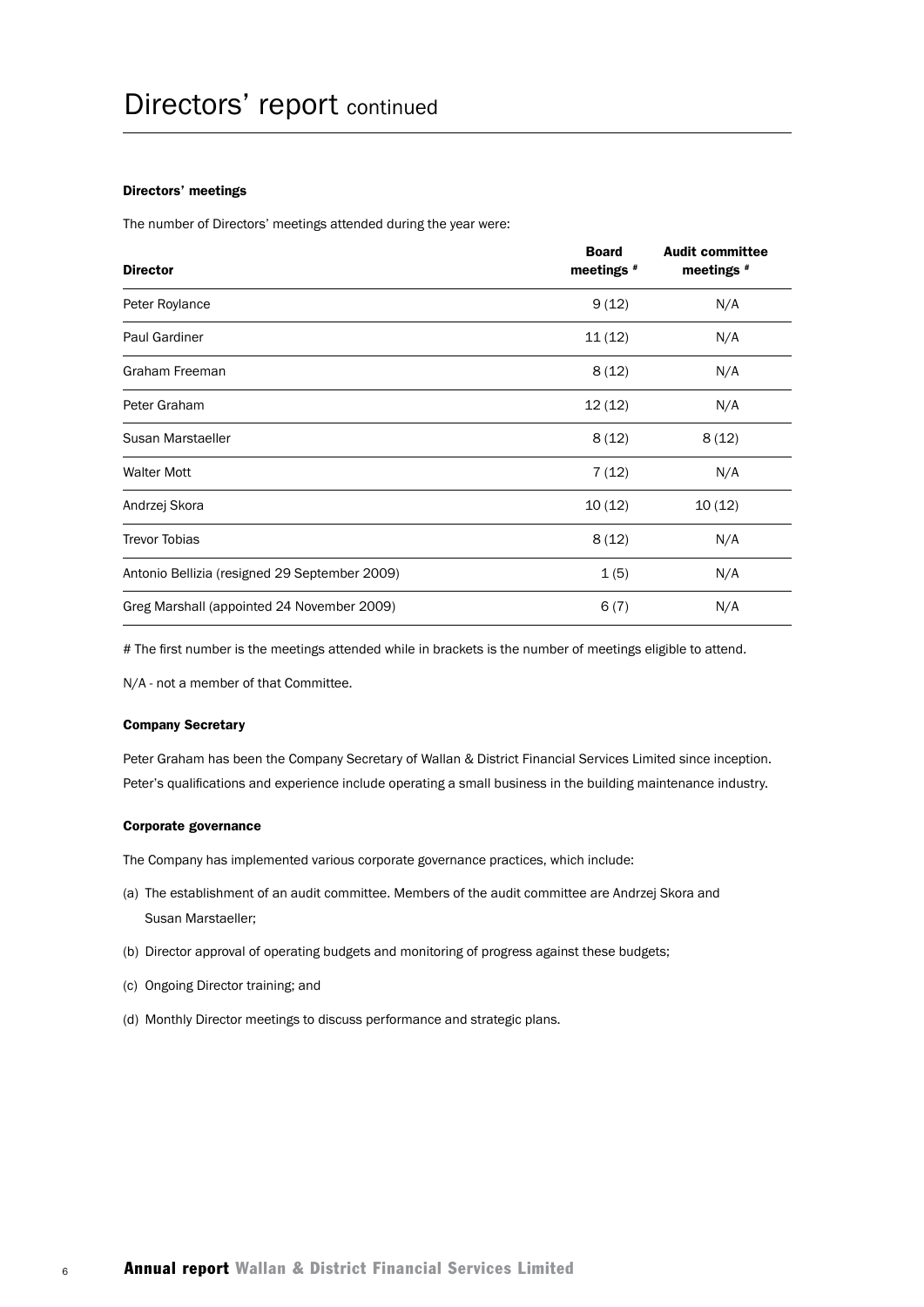# Directors' report continued

### Directors' meetings

The number of Directors' meetings attended during the year were:

| Director | Board meetings # | Audit committee meetings # |
|---|---|---|
| Peter Roylance | 9 (12) | N/A |
| Paul Gardiner | 11 (12) | N/A |
| Graham Freeman | 8 (12) | N/A |
| Peter Graham | 12 (12) | N/A |
| Susan Marstaeller | 8 (12) | 8 (12) |
| Walter Mott | 7 (12) | N/A |
| Andrzej Skora | 10 (12) | 10 (12) |
| Trevor Tobias | 8 (12) | N/A |
| Antonio Bellizia (resigned 29 September 2009) | 1 (5) | N/A |
| Greg Marshall (appointed 24 November 2009) | 6 (7) | N/A |

# The first number is the meetings attended while in brackets is the number of meetings eligible to attend.

N/A - not a member of that Committee.

### Company Secretary

Peter Graham has been the Company Secretary of Wallan & District Financial Services Limited since inception. Peter's qualifications and experience include operating a small business in the building maintenance industry.

### Corporate governance

The Company has implemented various corporate governance practices, which include:

(a) The establishment of an audit committee. Members of the audit committee are Andrzej Skora and Susan Marstaeller;

(b) Director approval of operating budgets and monitoring of progress against these budgets;

(c) Ongoing Director training; and

(d) Monthly Director meetings to discuss performance and strategic plans.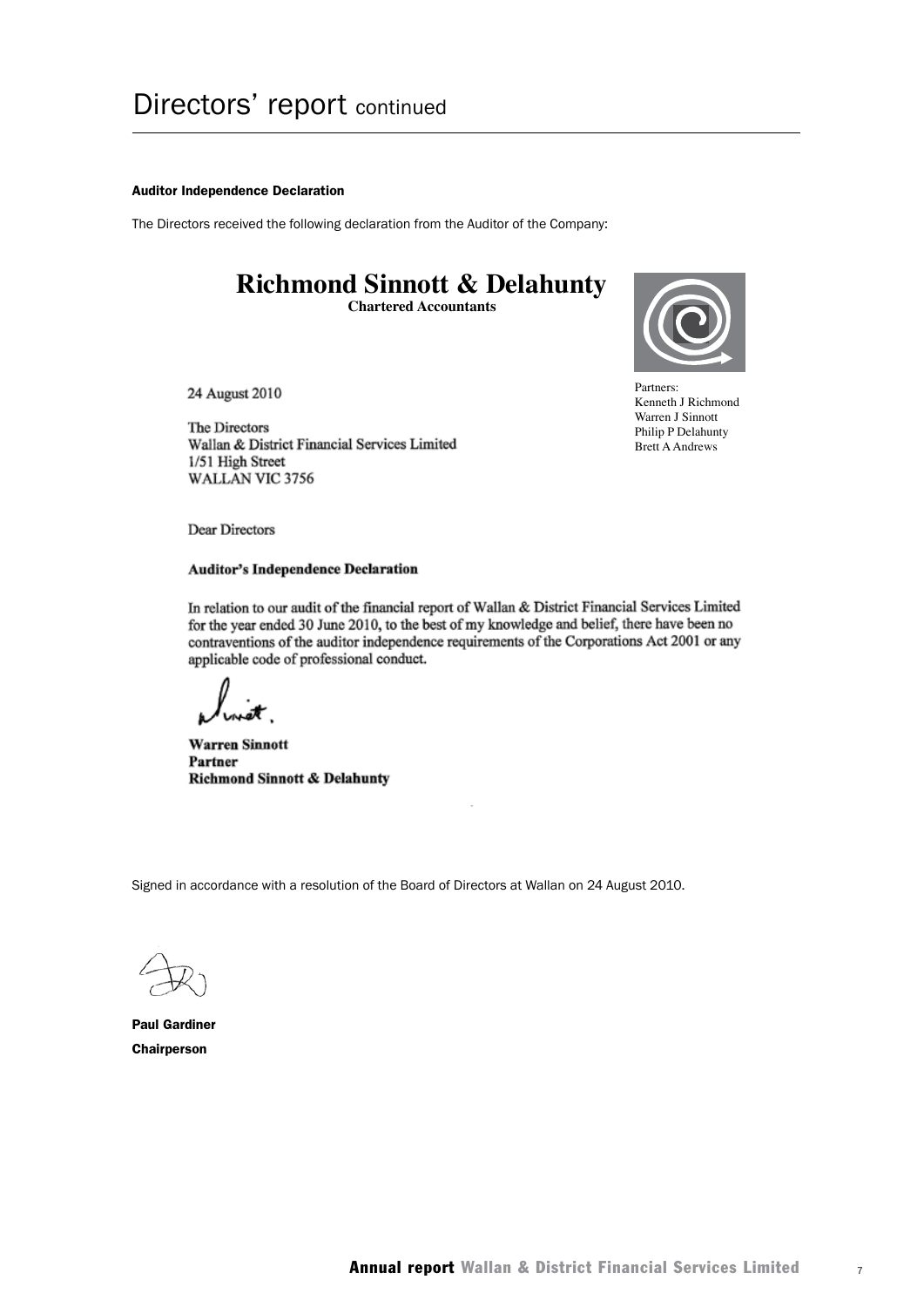# Directors' report continued

**Auditor Independence Declaration**

The Directors received the following declaration from the Auditor of the Company:

**Richmond Sinnott & Delahunty**
**Chartered Accountants**

Partners:
Kenneth J Richmond
Warren J Sinnott
Philip P Delahunty
Brett A Andrews

24 August 2010

The Directors
Wallan & District Financial Services Limited
1/51 High Street
WALLAN VIC 3756

Dear Directors

**Auditor's Independence Declaration**

In relation to our audit of the financial report of Wallan & District Financial Services Limited for the year ended 30 June 2010, to the best of my knowledge and belief, there have been no contraventions of the auditor independence requirements of the Corporations Act 2001 or any applicable code of professional conduct.

**Warren Sinnott**
**Partner**
**Richmond Sinnott & Delahunty**

Signed in accordance with a resolution of the Board of Directors at Wallan on 24 August 2010.

**Paul Gardiner**
**Chairperson**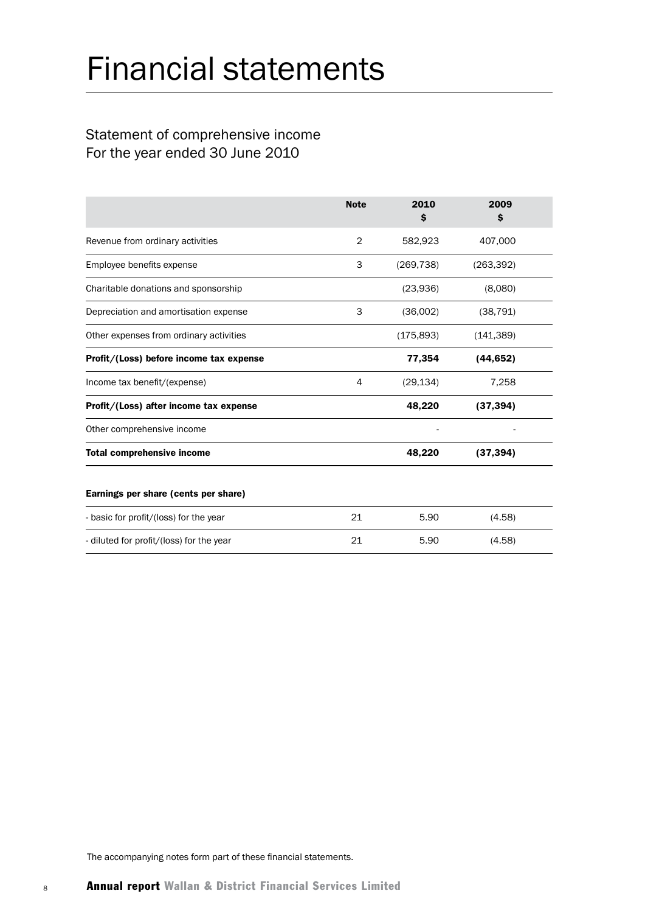# Financial statements

## Statement of comprehensive income
For the year ended 30 June 2010

| | Note | 2010 $ | 2009 $ |
|---|---|---|---|
| Revenue from ordinary activities | 2 | 582,923 | 407,000 |
| Employee benefits expense | 3 | (269,738) | (263,392) |
| Charitable donations and sponsorship | | (23,936) | (8,080) |
| Depreciation and amortisation expense | 3 | (36,002) | (38,791) |
| Other expenses from ordinary activities | | (175,893) | (141,389) |
| **Profit/(Loss) before income tax expense** | | **77,354** | **(44,652)** |
| Income tax benefit/(expense) | 4 | (29,134) | 7,258 |
| **Profit/(Loss) after income tax expense** | | **48,220** | **(37,394)** |
| Other comprehensive income | | - | - |
| **Total comprehensive income** | | **48,220** | **(37,394)** |
| | | | |
| **Earnings per share (cents per share)** | | | |
| - basic for profit/(loss) for the year | 21 | 5.90 | (4.58) |
| - diluted for profit/(loss) for the year | 21 | 5.90 | (4.58) |

The accompanying notes form part of these financial statements.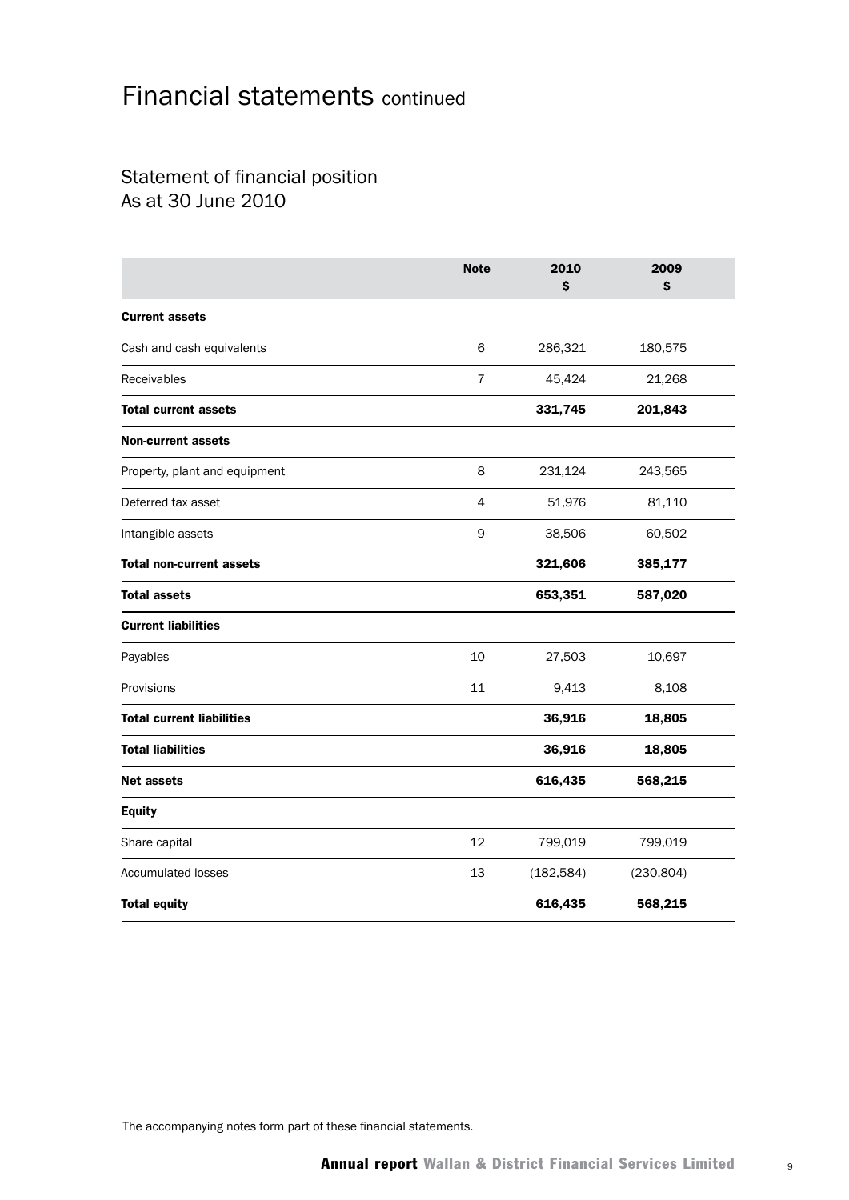# Financial statements continued

## Statement of financial position
As at 30 June 2010

| | Note | 2010 $ | 2009 $ |
|---|---|---|---|
| **Current assets** | | | |
| Cash and cash equivalents | 6 | 286,321 | 180,575 |
| Receivables | 7 | 45,424 | 21,268 |
| **Total current assets** | | **331,745** | **201,843** |
| **Non-current assets** | | | |
| Property, plant and equipment | 8 | 231,124 | 243,565 |
| Deferred tax asset | 4 | 51,976 | 81,110 |
| Intangible assets | 9 | 38,506 | 60,502 |
| **Total non-current assets** | | **321,606** | **385,177** |
| **Total assets** | | **653,351** | **587,020** |
| **Current liabilities** | | | |
| Payables | 10 | 27,503 | 10,697 |
| Provisions | 11 | 9,413 | 8,108 |
| **Total current liabilities** | | **36,916** | **18,805** |
| **Total liabilities** | | **36,916** | **18,805** |
| **Net assets** | | **616,435** | **568,215** |
| **Equity** | | | |
| Share capital | 12 | 799,019 | 799,019 |
| Accumulated losses | 13 | (182,584) | (230,804) |
| **Total equity** | | **616,435** | **568,215** |

The accompanying notes form part of these financial statements.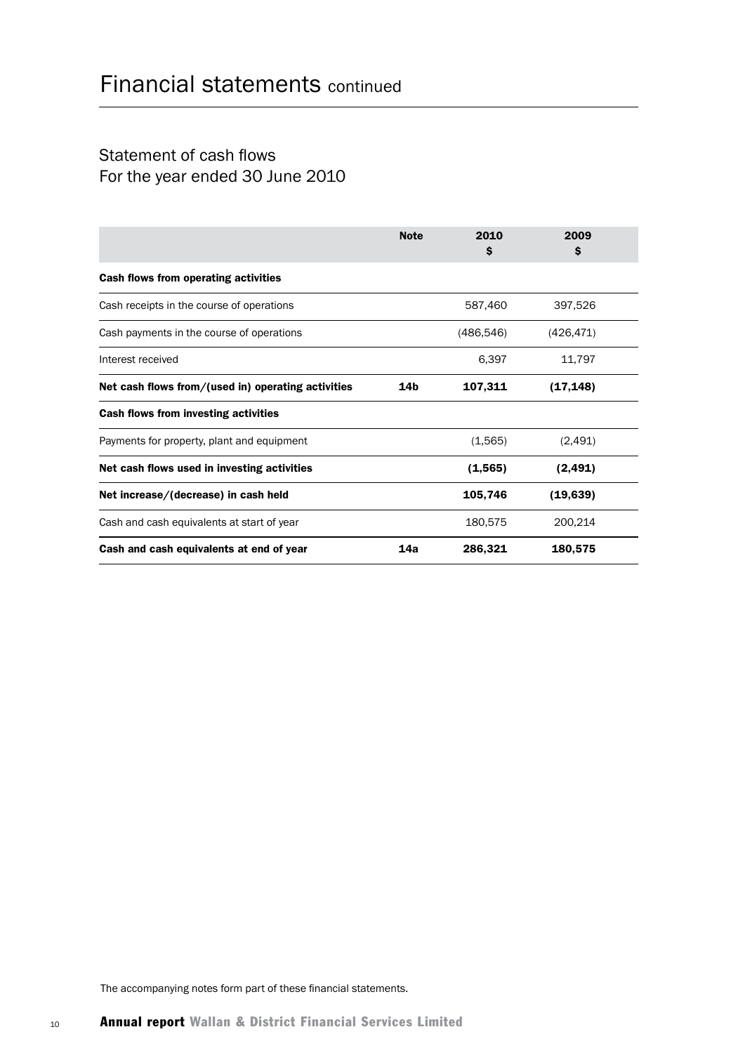# Financial statements continued

## Statement of cash flows
## For the year ended 30 June 2010

| | Note | 2010<br>$ | 2009<br>$ |
|---|---|---|---|
| **Cash flows from operating activities** | | | |
| Cash receipts in the course of operations | | 587,460 | 397,526 |
| Cash payments in the course of operations | | (486,546) | (426,471) |
| Interest received | | 6,397 | 11,797 |
| **Net cash flows from/(used in) operating activities** | **14b** | **107,311** | **(17,148)** |
| **Cash flows from investing activities** | | | |
| Payments for property, plant and equipment | | (1,565) | (2,491) |
| **Net cash flows used in investing activities** | | **(1,565)** | **(2,491)** |
| **Net increase/(decrease) in cash held** | | **105,746** | **(19,639)** |
| Cash and cash equivalents at start of year | | 180,575 | 200,214 |
| **Cash and cash equivalents at end of year** | **14a** | **286,321** | **180,575** |

The accompanying notes form part of these financial statements.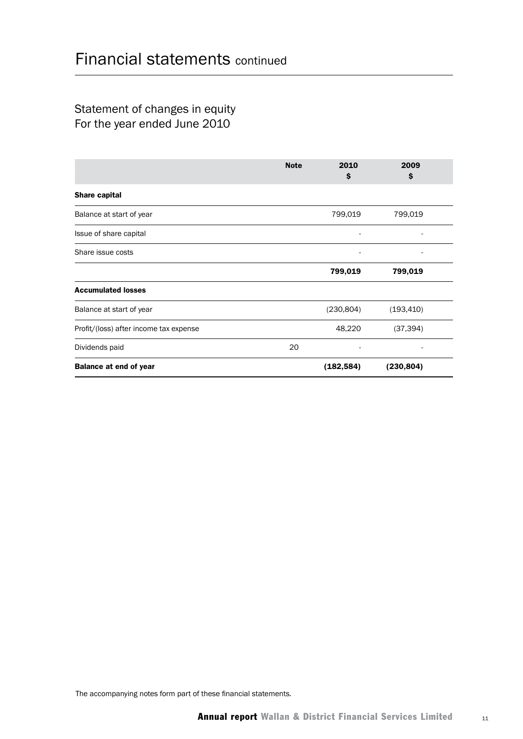# Financial statements continued

## Statement of changes in equity
For the year ended June 2010

| | Note | 2010 $ | 2009 $ |
|---|---|---|---|
| **Share capital** | | | |
| Balance at start of year | | 799,019 | 799,019 |
| Issue of share capital | | - | - |
| Share issue costs | | - | - |
| | | **799,019** | **799,019** |
| **Accumulated losses** | | | |
| Balance at start of year | | (230,804) | (193,410) |
| Profit/(loss) after income tax expense | | 48,220 | (37,394) |
| Dividends paid | 20 | - | - |
| **Balance at end of year** | | **(182,584)** | **(230,804)** |

The accompanying notes form part of these financial statements.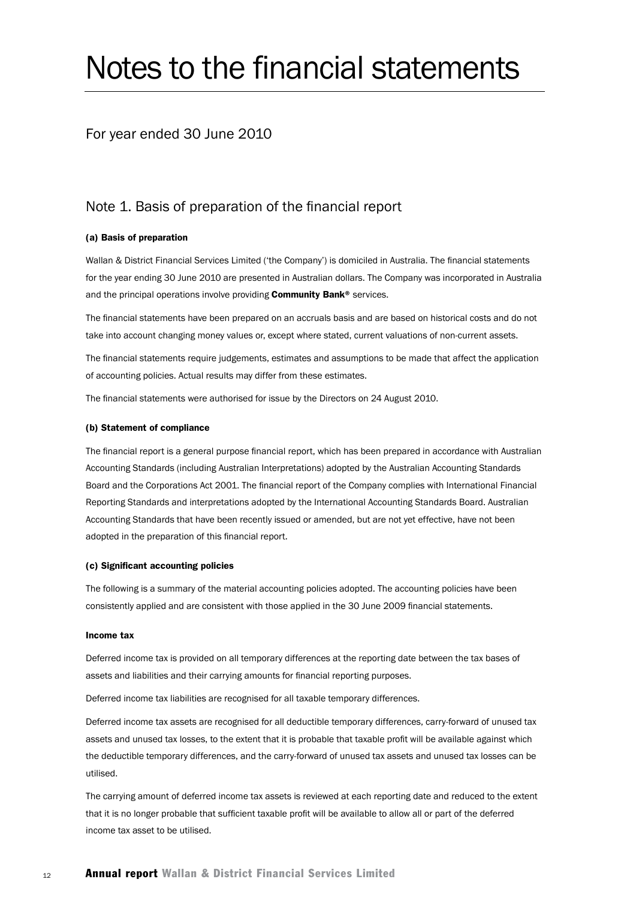# Notes to the financial statements

For year ended 30 June 2010

## Note 1. Basis of preparation of the financial report

### (a) Basis of preparation

Wallan & District Financial Services Limited ('the Company') is domiciled in Australia. The financial statements for the year ending 30 June 2010 are presented in Australian dollars. The Company was incorporated in Australia and the principal operations involve providing **Community Bank®** services.

The financial statements have been prepared on an accruals basis and are based on historical costs and do not take into account changing money values or, except where stated, current valuations of non-current assets.

The financial statements require judgements, estimates and assumptions to be made that affect the application of accounting policies. Actual results may differ from these estimates.

The financial statements were authorised for issue by the Directors on 24 August 2010.

### (b) Statement of compliance

The financial report is a general purpose financial report, which has been prepared in accordance with Australian Accounting Standards (including Australian Interpretations) adopted by the Australian Accounting Standards Board and the Corporations Act 2001. The financial report of the Company complies with International Financial Reporting Standards and interpretations adopted by the International Accounting Standards Board. Australian Accounting Standards that have been recently issued or amended, but are not yet effective, have not been adopted in the preparation of this financial report.

### (c) Significant accounting policies

The following is a summary of the material accounting policies adopted. The accounting policies have been consistently applied and are consistent with those applied in the 30 June 2009 financial statements.

#### Income tax

Deferred income tax is provided on all temporary differences at the reporting date between the tax bases of assets and liabilities and their carrying amounts for financial reporting purposes.

Deferred income tax liabilities are recognised for all taxable temporary differences.

Deferred income tax assets are recognised for all deductible temporary differences, carry-forward of unused tax assets and unused tax losses, to the extent that it is probable that taxable profit will be available against which the deductible temporary differences, and the carry-forward of unused tax assets and unused tax losses can be utilised.

The carrying amount of deferred income tax assets is reviewed at each reporting date and reduced to the extent that it is no longer probable that sufficient taxable profit will be available to allow all or part of the deferred income tax asset to be utilised.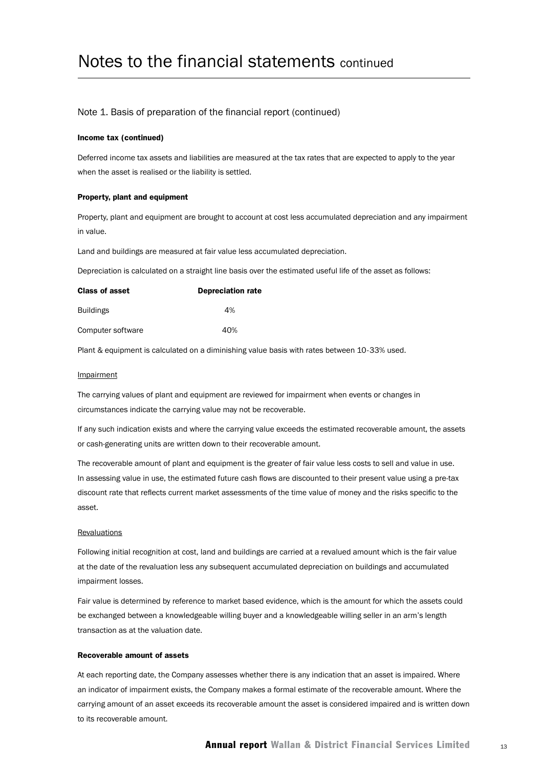# Notes to the financial statements continued

## Note 1. Basis of preparation of the financial report (continued)

**Income tax (continued)**

Deferred income tax assets and liabilities are measured at the tax rates that are expected to apply to the year when the asset is realised or the liability is settled.

**Property, plant and equipment**

Property, plant and equipment are brought to account at cost less accumulated depreciation and any impairment in value.

Land and buildings are measured at fair value less accumulated depreciation.

Depreciation is calculated on a straight line basis over the estimated useful life of the asset as follows:

| Class of asset | Depreciation rate |
|---|---|
| Buildings | 4% |
| Computer software | 40% |

Plant & equipment is calculated on a diminishing value basis with rates between 10-33% used.

Impairment

The carrying values of plant and equipment are reviewed for impairment when events or changes in circumstances indicate the carrying value may not be recoverable.

If any such indication exists and where the carrying value exceeds the estimated recoverable amount, the assets or cash-generating units are written down to their recoverable amount.

The recoverable amount of plant and equipment is the greater of fair value less costs to sell and value in use. In assessing value in use, the estimated future cash flows are discounted to their present value using a pre-tax discount rate that reflects current market assessments of the time value of money and the risks specific to the asset.

Revaluations

Following initial recognition at cost, land and buildings are carried at a revalued amount which is the fair value at the date of the revaluation less any subsequent accumulated depreciation on buildings and accumulated impairment losses.

Fair value is determined by reference to market based evidence, which is the amount for which the assets could be exchanged between a knowledgeable willing buyer and a knowledgeable willing seller in an arm's length transaction as at the valuation date.

**Recoverable amount of assets**

At each reporting date, the Company assesses whether there is any indication that an asset is impaired. Where an indicator of impairment exists, the Company makes a formal estimate of the recoverable amount. Where the carrying amount of an asset exceeds its recoverable amount the asset is considered impaired and is written down to its recoverable amount.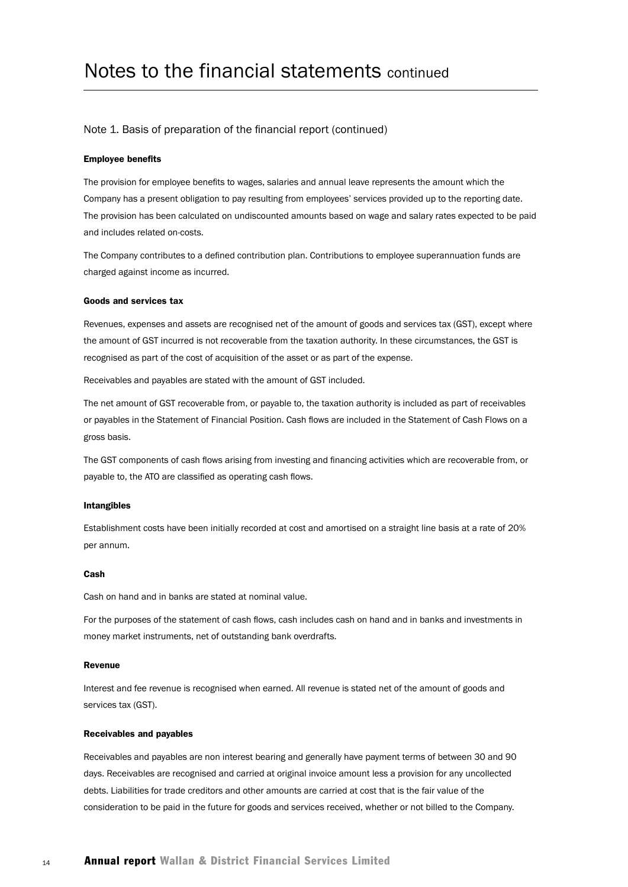# Notes to the financial statements continued

## Note 1. Basis of preparation of the financial report (continued)

**Employee benefits**

The provision for employee benefits to wages, salaries and annual leave represents the amount which the Company has a present obligation to pay resulting from employees' services provided up to the reporting date. The provision has been calculated on undiscounted amounts based on wage and salary rates expected to be paid and includes related on-costs.

The Company contributes to a defined contribution plan. Contributions to employee superannuation funds are charged against income as incurred.

**Goods and services tax**

Revenues, expenses and assets are recognised net of the amount of goods and services tax (GST), except where the amount of GST incurred is not recoverable from the taxation authority. In these circumstances, the GST is recognised as part of the cost of acquisition of the asset or as part of the expense.

Receivables and payables are stated with the amount of GST included.

The net amount of GST recoverable from, or payable to, the taxation authority is included as part of receivables or payables in the Statement of Financial Position. Cash flows are included in the Statement of Cash Flows on a gross basis.

The GST components of cash flows arising from investing and financing activities which are recoverable from, or payable to, the ATO are classified as operating cash flows.

**Intangibles**

Establishment costs have been initially recorded at cost and amortised on a straight line basis at a rate of 20% per annum.

**Cash**

Cash on hand and in banks are stated at nominal value.

For the purposes of the statement of cash flows, cash includes cash on hand and in banks and investments in money market instruments, net of outstanding bank overdrafts.

**Revenue**

Interest and fee revenue is recognised when earned. All revenue is stated net of the amount of goods and services tax (GST).

**Receivables and payables**

Receivables and payables are non interest bearing and generally have payment terms of between 30 and 90 days. Receivables are recognised and carried at original invoice amount less a provision for any uncollected debts. Liabilities for trade creditors and other amounts are carried at cost that is the fair value of the consideration to be paid in the future for goods and services received, whether or not billed to the Company.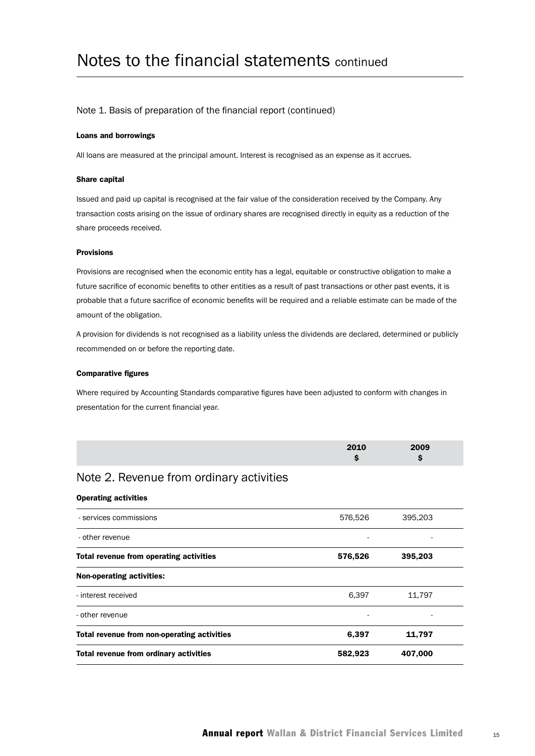# Notes to the financial statements continued

## Note 1. Basis of preparation of the financial report (continued)

**Loans and borrowings**

All loans are measured at the principal amount. Interest is recognised as an expense as it accrues.

**Share capital**

Issued and paid up capital is recognised at the fair value of the consideration received by the Company. Any transaction costs arising on the issue of ordinary shares are recognised directly in equity as a reduction of the share proceeds received.

**Provisions**

Provisions are recognised when the economic entity has a legal, equitable or constructive obligation to make a future sacrifice of economic benefits to other entities as a result of past transactions or other past events, it is probable that a future sacrifice of economic benefits will be required and a reliable estimate can be made of the amount of the obligation.

A provision for dividends is not recognised as a liability unless the dividends are declared, determined or publicly recommended on or before the reporting date.

**Comparative figures**

Where required by Accounting Standards comparative figures have been adjusted to conform with changes in presentation for the current financial year.

## Note 2. Revenue from ordinary activities

| | 2010 $ | 2009 $ |
|---|---|---|
| **Operating activities** | | |
| - services commissions | 576,526 | 395,203 |
| - other revenue | - | - |
| **Total revenue from operating activities** | **576,526** | **395,203** |
| **Non-operating activities:** | | |
| - interest received | 6,397 | 11,797 |
| - other revenue | - | - |
| **Total revenue from non-operating activities** | **6,397** | **11,797** |
| **Total revenue from ordinary activities** | **582,923** | **407,000** |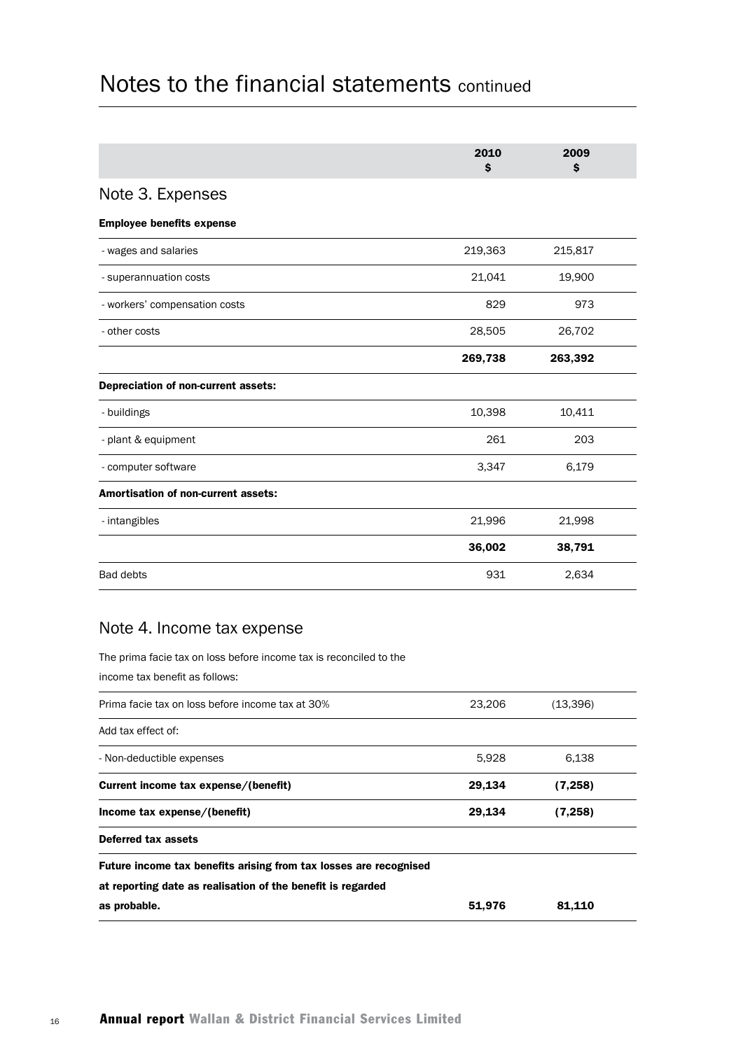# Notes to the financial statements continued

| | 2010 $ | 2009 $ |
|---|---|---|
| **Note 3. Expenses** | | |
| **Employee benefits expense** | | |
| - wages and salaries | 219,363 | 215,817 |
| - superannuation costs | 21,041 | 19,900 |
| - workers' compensation costs | 829 | 973 |
| - other costs | 28,505 | 26,702 |
| | **269,738** | **263,392** |
| **Depreciation of non-current assets:** | | |
| - buildings | 10,398 | 10,411 |
| - plant & equipment | 261 | 203 |
| - computer software | 3,347 | 6,179 |
| **Amortisation of non-current assets:** | | |
| - intangibles | 21,996 | 21,998 |
| | **36,002** | **38,791** |
| Bad debts | 931 | 2,634 |

## Note 4. Income tax expense

The prima facie tax on loss before income tax is reconciled to the income tax benefit as follows:

| | 2010 $ | 2009 $ |
|---|---|---|
| Prima facie tax on loss before income tax at 30% | 23,206 | (13,396) |
| Add tax effect of: | | |
| - Non-deductible expenses | 5,928 | 6,138 |
| **Current income tax expense/(benefit)** | **29,134** | **(7,258)** |
| **Income tax expense/(benefit)** | **29,134** | **(7,258)** |
| **Deferred tax assets** | | |
| **Future income tax benefits arising from tax losses are recognised at reporting date as realisation of the benefit is regarded as probable.** | **51,976** | **81,110** |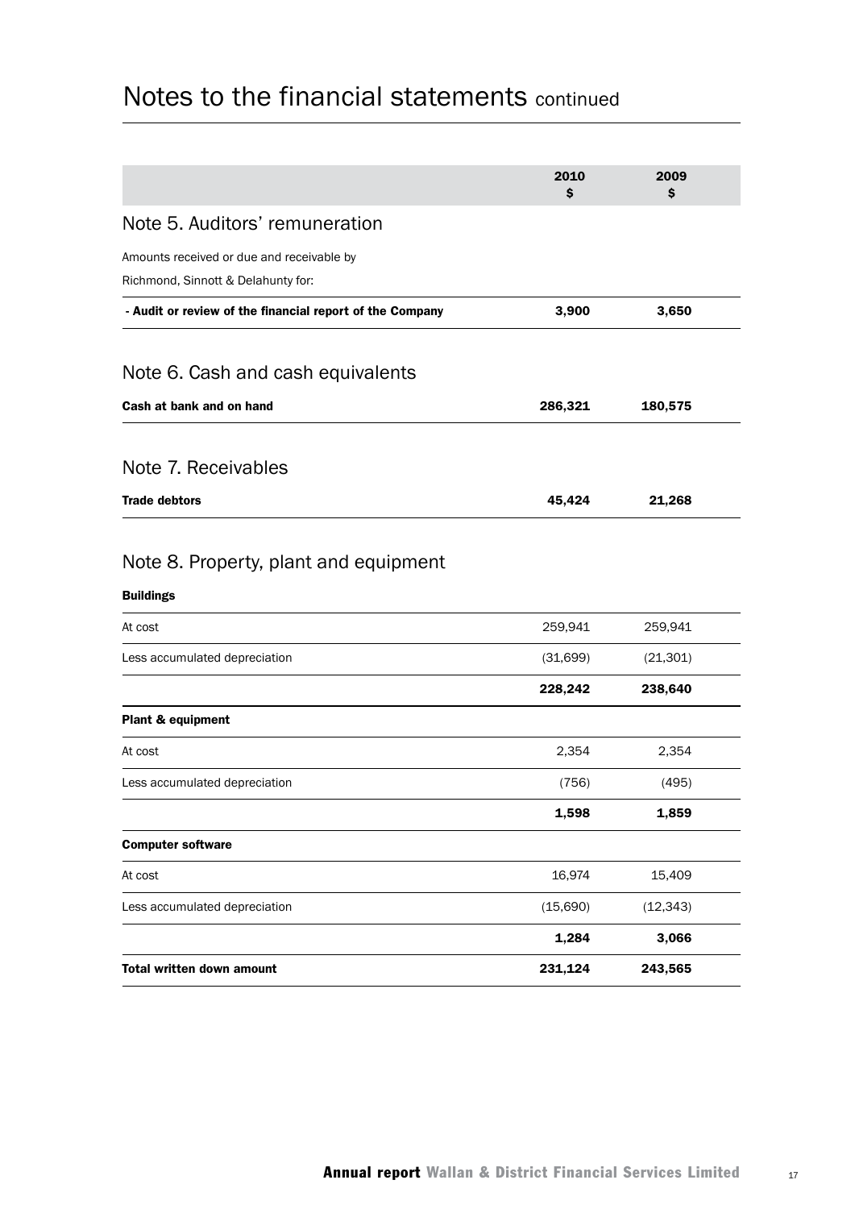# Notes to the financial statements continued

| | 2010 $ | 2009 $ |
|---|---|---|
| **Note 5. Auditors' remuneration** | | |
| Amounts received or due and receivable by Richmond, Sinnott & Delahunty for: | | |
| **- Audit or review of the financial report of the Company** | **3,900** | **3,650** |
| **Note 6. Cash and cash equivalents** | | |
| **Cash at bank and on hand** | **286,321** | **180,575** |
| **Note 7. Receivables** | | |
| **Trade debtors** | **45,424** | **21,268** |
| **Note 8. Property, plant and equipment** | | |
| **Buildings** | | |
| At cost | 259,941 | 259,941 |
| Less accumulated depreciation | (31,699) | (21,301) |
| | **228,242** | **238,640** |
| **Plant & equipment** | | |
| At cost | 2,354 | 2,354 |
| Less accumulated depreciation | (756) | (495) |
| | **1,598** | **1,859** |
| **Computer software** | | |
| At cost | 16,974 | 15,409 |
| Less accumulated depreciation | (15,690) | (12,343) |
| | **1,284** | **3,066** |
| **Total written down amount** | **231,124** | **243,565** |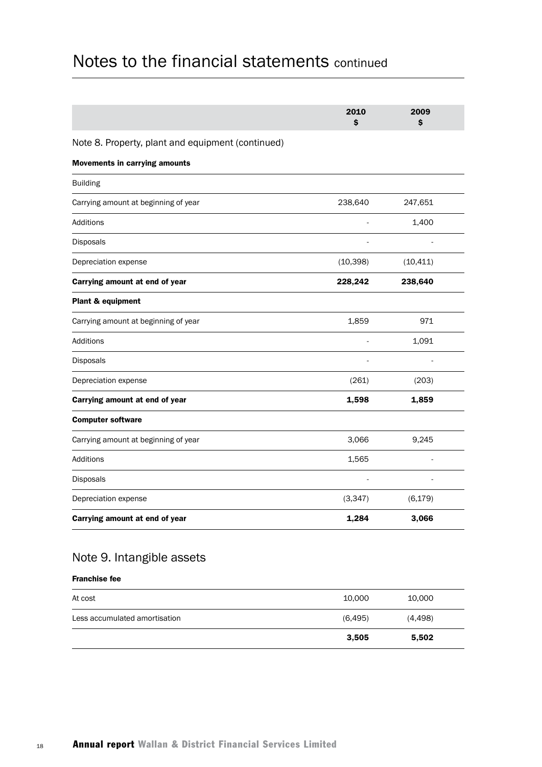# Notes to the financial statements continued

| | 2010 $ | 2009 $ |
|---|---|---|

## Note 8. Property, plant and equipment (continued)

**Movements in carrying amounts**

| | 2010 $ | 2009 $ |
|---|---|---|
| Building | | |
| Carrying amount at beginning of year | 238,640 | 247,651 |
| Additions | - | 1,400 |
| Disposals | - | - |
| Depreciation expense | (10,398) | (10,411) |
| **Carrying amount at end of year** | **228,242** | **238,640** |
| **Plant & equipment** | | |
| Carrying amount at beginning of year | 1,859 | 971 |
| Additions | - | 1,091 |
| Disposals | - | - |
| Depreciation expense | (261) | (203) |
| **Carrying amount at end of year** | **1,598** | **1,859** |
| **Computer software** | | |
| Carrying amount at beginning of year | 3,066 | 9,245 |
| Additions | 1,565 | - |
| Disposals | - | - |
| Depreciation expense | (3,347) | (6,179) |
| **Carrying amount at end of year** | **1,284** | **3,066** |

## Note 9. Intangible assets

**Franchise fee**

| | 2010 $ | 2009 $ |
|---|---|---|
| At cost | 10,000 | 10,000 |
| Less accumulated amortisation | (6,495) | (4,498) |
| | **3,505** | **5,502** |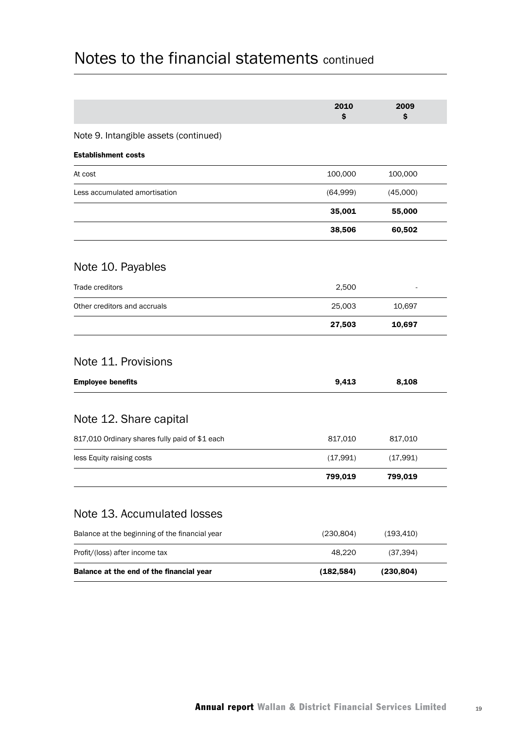# Notes to the financial statements continued

| | 2010 $ | 2009 $ |
|---|---|---|
| **Note 9. Intangible assets (continued)** | | |
| **Establishment costs** | | |
| At cost | 100,000 | 100,000 |
| Less accumulated amortisation | (64,999) | (45,000) |
| | **35,001** | **55,000** |
| | **38,506** | **60,502** |

## Note 10. Payables

| | 2010 $ | 2009 $ |
|---|---|---|
| Trade creditors | 2,500 | - |
| Other creditors and accruals | 25,003 | 10,697 |
| | **27,503** | **10,697** |

## Note 11. Provisions

| | 2010 $ | 2009 $ |
|---|---|---|
| **Employee benefits** | **9,413** | **8,108** |

## Note 12. Share capital

| | 2010 $ | 2009 $ |
|---|---|---|
| 817,010 Ordinary shares fully paid of $1 each | 817,010 | 817,010 |
| less Equity raising costs | (17,991) | (17,991) |
| | **799,019** | **799,019** |

## Note 13. Accumulated losses

| | 2010 $ | 2009 $ |
|---|---|---|
| Balance at the beginning of the financial year | (230,804) | (193,410) |
| Profit/(loss) after income tax | 48,220 | (37,394) |
| **Balance at the end of the financial year** | **(182,584)** | **(230,804)** |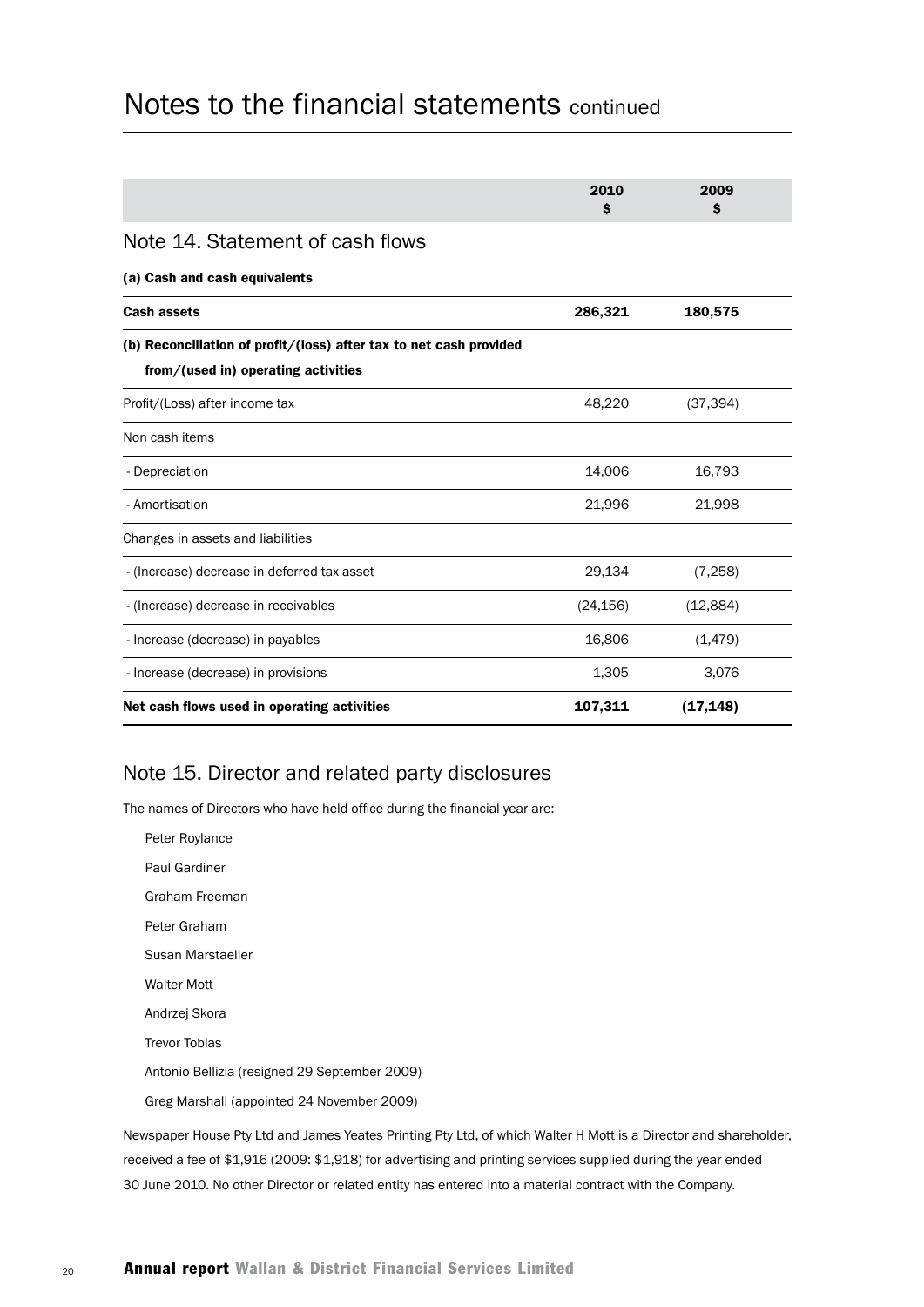# Notes to the financial statements continued

| | 2010 $ | 2009 $ |
|---|---|---|

## Note 14. Statement of cash flows

**(a) Cash and cash equivalents**

| | 2010 $ | 2009 $ |
|---|---|---|
| **Cash assets** | **286,321** | **180,575** |
| **(b) Reconciliation of profit/(loss) after tax to net cash provided from/(used in) operating activities** | | |
| Profit/(Loss) after income tax | 48,220 | (37,394) |
| Non cash items | | |
| - Depreciation | 14,006 | 16,793 |
| - Amortisation | 21,996 | 21,998 |
| Changes in assets and liabilities | | |
| - (Increase) decrease in deferred tax asset | 29,134 | (7,258) |
| - (Increase) decrease in receivables | (24,156) | (12,884) |
| - Increase (decrease) in payables | 16,806 | (1,479) |
| - Increase (decrease) in provisions | 1,305 | 3,076 |
| **Net cash flows used in operating activities** | **107,311** | **(17,148)** |

## Note 15. Director and related party disclosures

The names of Directors who have held office during the financial year are:

Peter Roylance

Paul Gardiner

Graham Freeman

Peter Graham

Susan Marstaeller

Walter Mott

Andrzej Skora

Trevor Tobias

Antonio Bellizia (resigned 29 September 2009)

Greg Marshall (appointed 24 November 2009)

Newspaper House Pty Ltd and James Yeates Printing Pty Ltd, of which Walter H Mott is a Director and shareholder, received a fee of $1,916 (2009: $1,918) for advertising and printing services supplied during the year ended 30 June 2010. No other Director or related entity has entered into a material contract with the Company.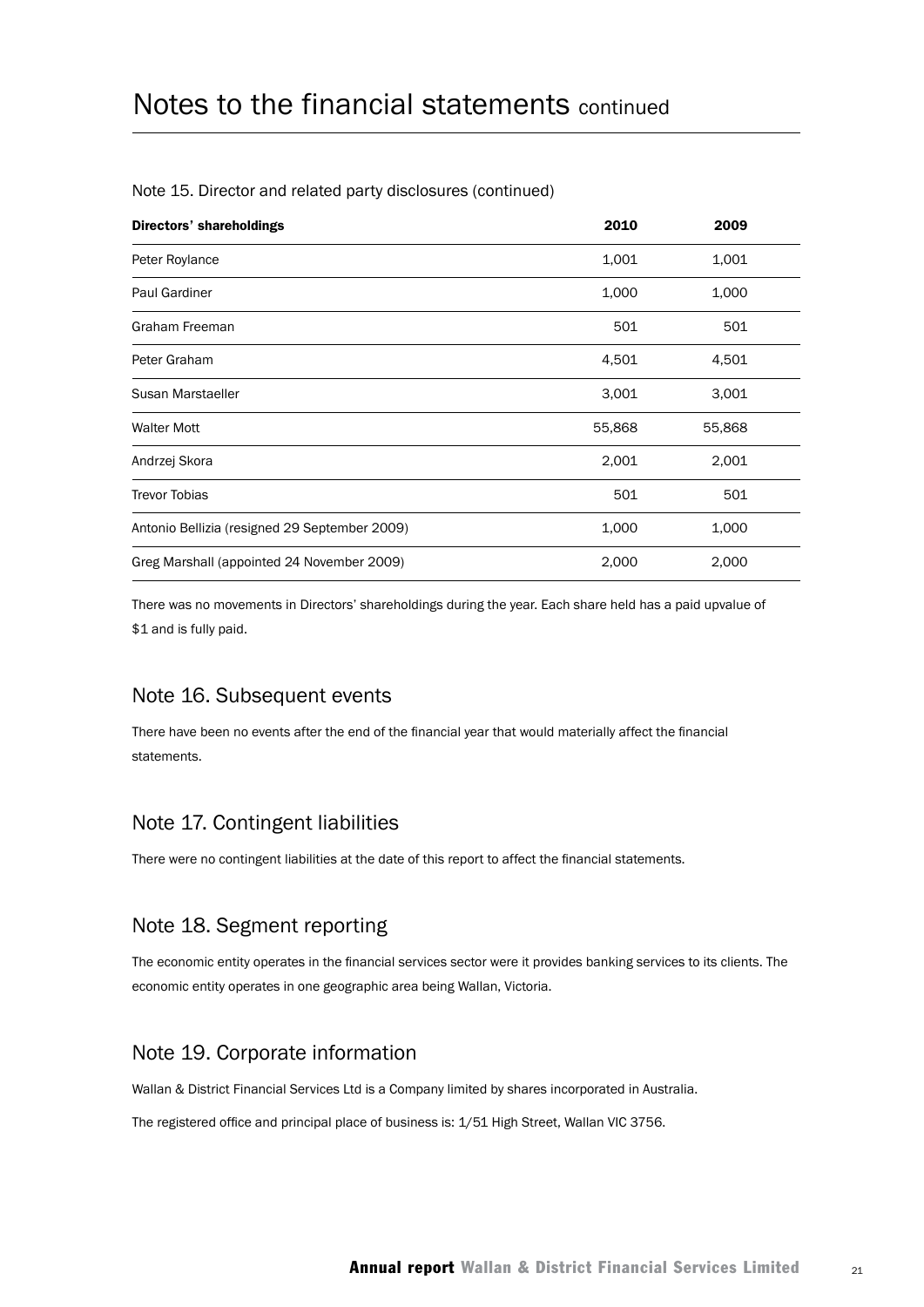# Notes to the financial statements continued

Note 15. Director and related party disclosures (continued)

| **Directors' shareholdings** | **2010** | **2009** |
|---|---|---|
| Peter Roylance | 1,001 | 1,001 |
| Paul Gardiner | 1,000 | 1,000 |
| Graham Freeman | 501 | 501 |
| Peter Graham | 4,501 | 4,501 |
| Susan Marstaeller | 3,001 | 3,001 |
| Walter Mott | 55,868 | 55,868 |
| Andrzej Skora | 2,001 | 2,001 |
| Trevor Tobias | 501 | 501 |
| Antonio Bellizia (resigned 29 September 2009) | 1,000 | 1,000 |
| Greg Marshall (appointed 24 November 2009) | 2,000 | 2,000 |

There was no movements in Directors' shareholdings during the year. Each share held has a paid upvalue of $1 and is fully paid.

## Note 16. Subsequent events

There have been no events after the end of the financial year that would materially affect the financial statements.

## Note 17. Contingent liabilities

There were no contingent liabilities at the date of this report to affect the financial statements.

## Note 18. Segment reporting

The economic entity operates in the financial services sector were it provides banking services to its clients. The economic entity operates in one geographic area being Wallan, Victoria.

## Note 19. Corporate information

Wallan & District Financial Services Ltd is a Company limited by shares incorporated in Australia.

The registered office and principal place of business is: 1/51 High Street, Wallan VIC 3756.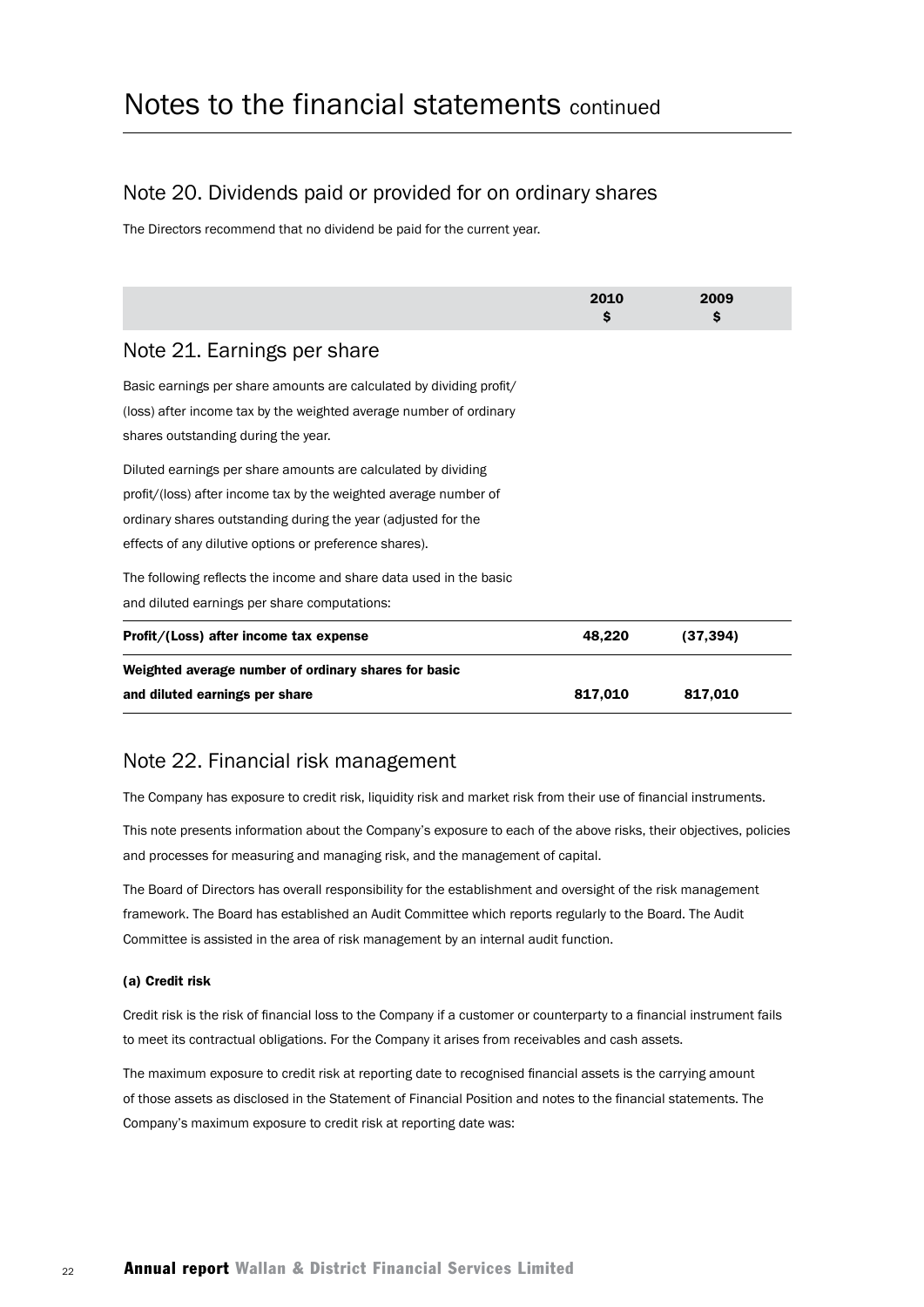# Notes to the financial statements continued

## Note 20. Dividends paid or provided for on ordinary shares

The Directors recommend that no dividend be paid for the current year.

## Note 21. Earnings per share

Basic earnings per share amounts are calculated by dividing profit/(loss) after income tax by the weighted average number of ordinary shares outstanding during the year.

Diluted earnings per share amounts are calculated by dividing profit/(loss) after income tax by the weighted average number of ordinary shares outstanding during the year (adjusted for the effects of any dilutive options or preference shares).

The following reflects the income and share data used in the basic and diluted earnings per share computations:

| | 2010 $ | 2009 $ |
|---|---|---|
| **Profit/(Loss) after income tax expense** | **48,220** | **(37,394)** |
| **Weighted average number of ordinary shares for basic and diluted earnings per share** | **817,010** | **817,010** |

## Note 22. Financial risk management

The Company has exposure to credit risk, liquidity risk and market risk from their use of financial instruments.

This note presents information about the Company's exposure to each of the above risks, their objectives, policies and processes for measuring and managing risk, and the management of capital.

The Board of Directors has overall responsibility for the establishment and oversight of the risk management framework. The Board has established an Audit Committee which reports regularly to the Board. The Audit Committee is assisted in the area of risk management by an internal audit function.

#### (a) Credit risk

Credit risk is the risk of financial loss to the Company if a customer or counterparty to a financial instrument fails to meet its contractual obligations. For the Company it arises from receivables and cash assets.

The maximum exposure to credit risk at reporting date to recognised financial assets is the carrying amount of those assets as disclosed in the Statement of Financial Position and notes to the financial statements. The Company's maximum exposure to credit risk at reporting date was: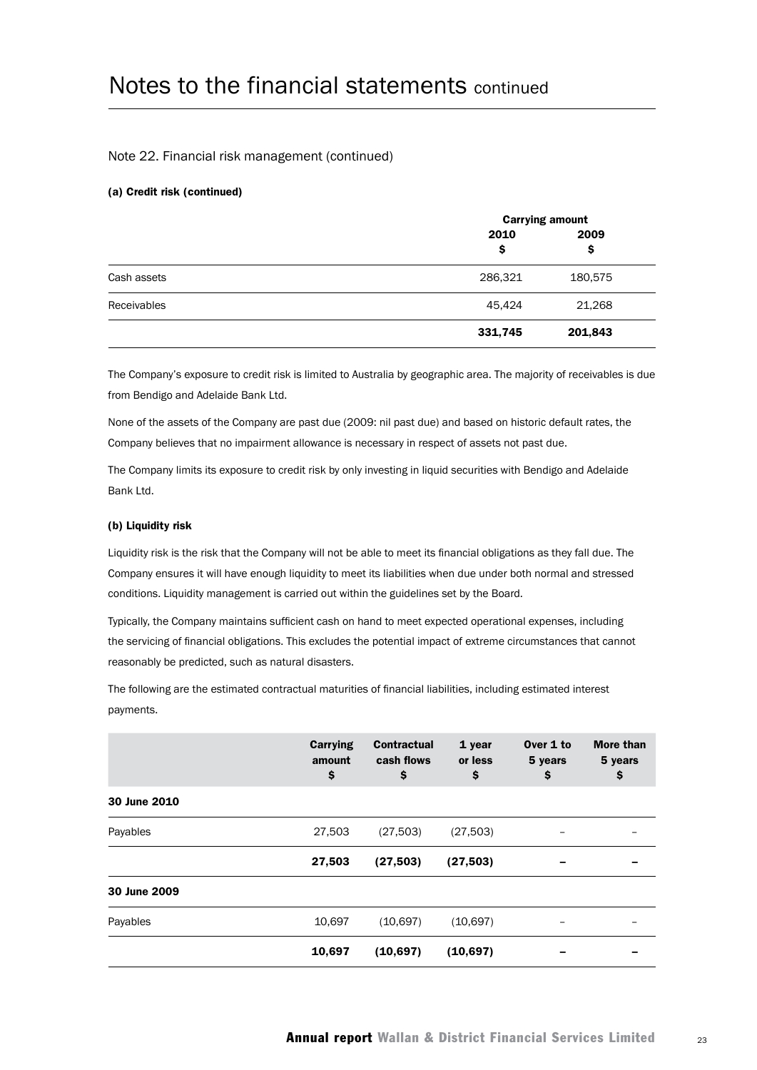# Notes to the financial statements continued

## Note 22. Financial risk management (continued)

### (a) Credit risk (continued)

| | Carrying amount | |
|---|---|---|
| | 2010<br>$ | 2009<br>$ |
| Cash assets | 286,321 | 180,575 |
| Receivables | 45,424 | 21,268 |
| | **331,745** | **201,843** |

The Company's exposure to credit risk is limited to Australia by geographic area. The majority of receivables is due from Bendigo and Adelaide Bank Ltd.

None of the assets of the Company are past due (2009: nil past due) and based on historic default rates, the Company believes that no impairment allowance is necessary in respect of assets not past due.

The Company limits its exposure to credit risk by only investing in liquid securities with Bendigo and Adelaide Bank Ltd.

### (b) Liquidity risk

Liquidity risk is the risk that the Company will not be able to meet its financial obligations as they fall due. The Company ensures it will have enough liquidity to meet its liabilities when due under both normal and stressed conditions. Liquidity management is carried out within the guidelines set by the Board.

Typically, the Company maintains sufficient cash on hand to meet expected operational expenses, including the servicing of financial obligations. This excludes the potential impact of extreme circumstances that cannot reasonably be predicted, such as natural disasters.

The following are the estimated contractual maturities of financial liabilities, including estimated interest payments.

| | Carrying amount<br>$ | Contractual cash flows<br>$ | 1 year or less<br>$ | Over 1 to 5 years<br>$ | More than 5 years<br>$ |
|---|---|---|---|---|---|
| **30 June 2010** | | | | | |
| Payables | 27,503 | (27,503) | (27,503) | – | – |
| | **27,503** | **(27,503)** | **(27,503)** | **–** | **–** |
| **30 June 2009** | | | | | |
| Payables | 10,697 | (10,697) | (10,697) | – | – |
| | **10,697** | **(10,697)** | **(10,697)** | **–** | **–** |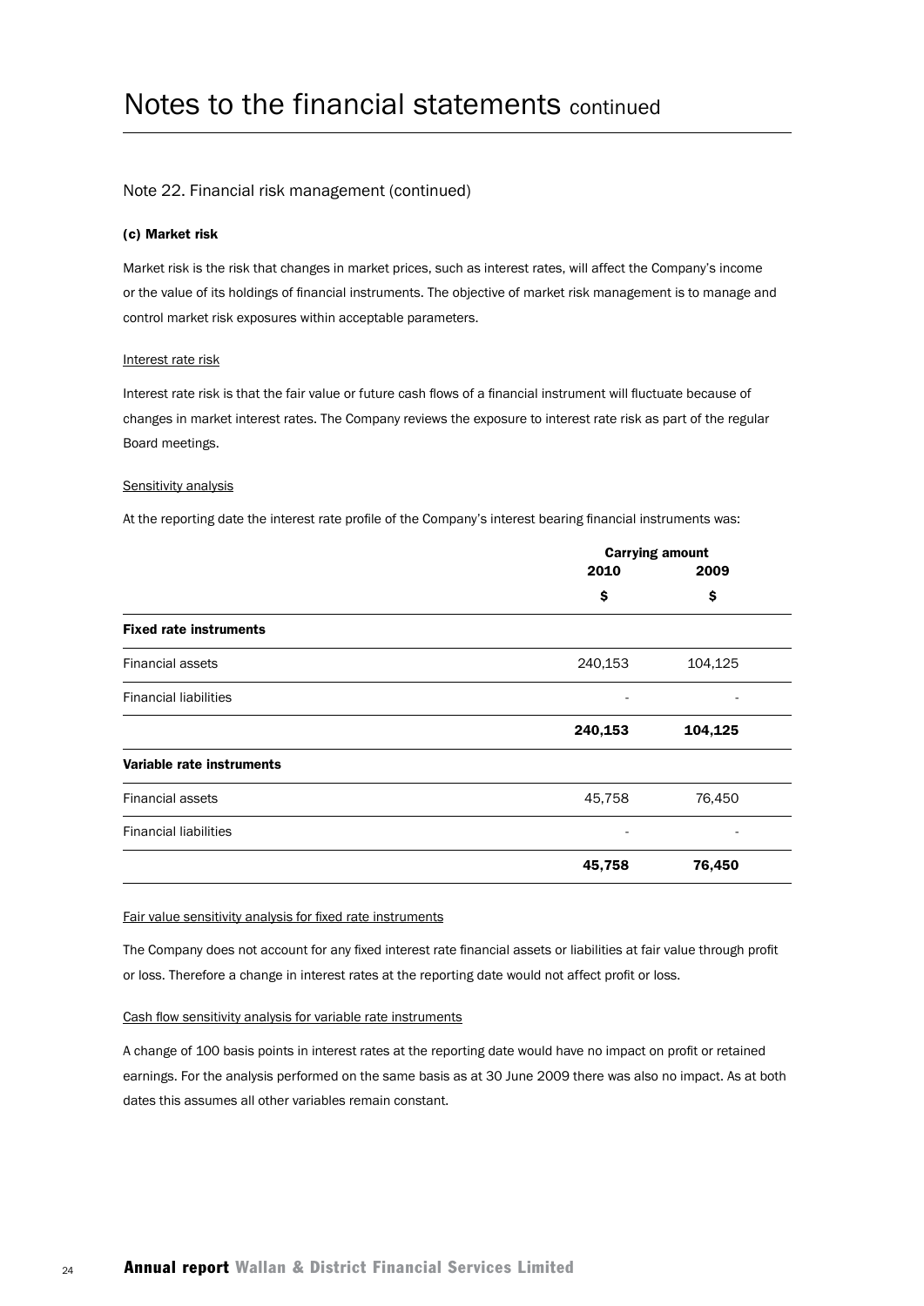# Notes to the financial statements continued

## Note 22. Financial risk management (continued)

### (c) Market risk

Market risk is the risk that changes in market prices, such as interest rates, will affect the Company's income or the value of its holdings of financial instruments. The objective of market risk management is to manage and control market risk exposures within acceptable parameters.

Interest rate risk

Interest rate risk is that the fair value or future cash flows of a financial instrument will fluctuate because of changes in market interest rates. The Company reviews the exposure to interest rate risk as part of the regular Board meetings.

Sensitivity analysis

At the reporting date the interest rate profile of the Company's interest bearing financial instruments was:

| | Carrying amount | |
|---|---|---|
| | 2010 | 2009 |
| | $ | $ |
| **Fixed rate instruments** | | |
| Financial assets | 240,153 | 104,125 |
| Financial liabilities | - | - |
| | **240,153** | **104,125** |
| **Variable rate instruments** | | |
| Financial assets | 45,758 | 76,450 |
| Financial liabilities | - | - |
| | **45,758** | **76,450** |

Fair value sensitivity analysis for fixed rate instruments

The Company does not account for any fixed interest rate financial assets or liabilities at fair value through profit or loss. Therefore a change in interest rates at the reporting date would not affect profit or loss.

Cash flow sensitivity analysis for variable rate instruments

A change of 100 basis points in interest rates at the reporting date would have no impact on profit or retained earnings. For the analysis performed on the same basis as at 30 June 2009 there was also no impact. As at both dates this assumes all other variables remain constant.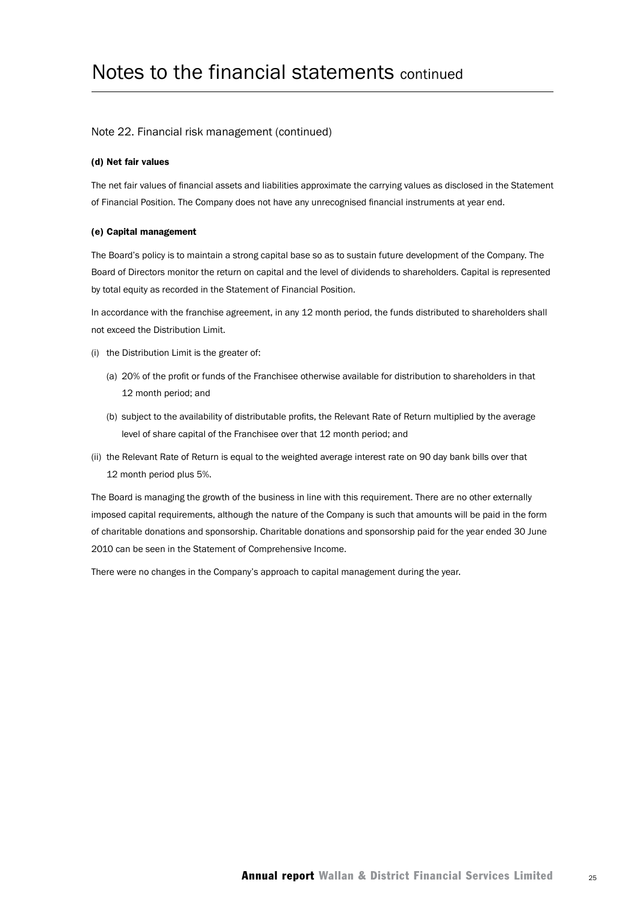# Notes to the financial statements continued

## Note 22. Financial risk management (continued)

### (d) Net fair values

The net fair values of financial assets and liabilities approximate the carrying values as disclosed in the Statement of Financial Position. The Company does not have any unrecognised financial instruments at year end.

### (e) Capital management

The Board's policy is to maintain a strong capital base so as to sustain future development of the Company. The Board of Directors monitor the return on capital and the level of dividends to shareholders. Capital is represented by total equity as recorded in the Statement of Financial Position.

In accordance with the franchise agreement, in any 12 month period, the funds distributed to shareholders shall not exceed the Distribution Limit.

(i) the Distribution Limit is the greater of:

   (a) 20% of the profit or funds of the Franchisee otherwise available for distribution to shareholders in that 12 month period; and

   (b) subject to the availability of distributable profits, the Relevant Rate of Return multiplied by the average level of share capital of the Franchisee over that 12 month period; and

(ii) the Relevant Rate of Return is equal to the weighted average interest rate on 90 day bank bills over that 12 month period plus 5%.

The Board is managing the growth of the business in line with this requirement. There are no other externally imposed capital requirements, although the nature of the Company is such that amounts will be paid in the form of charitable donations and sponsorship. Charitable donations and sponsorship paid for the year ended 30 June 2010 can be seen in the Statement of Comprehensive Income.

There were no changes in the Company's approach to capital management during the year.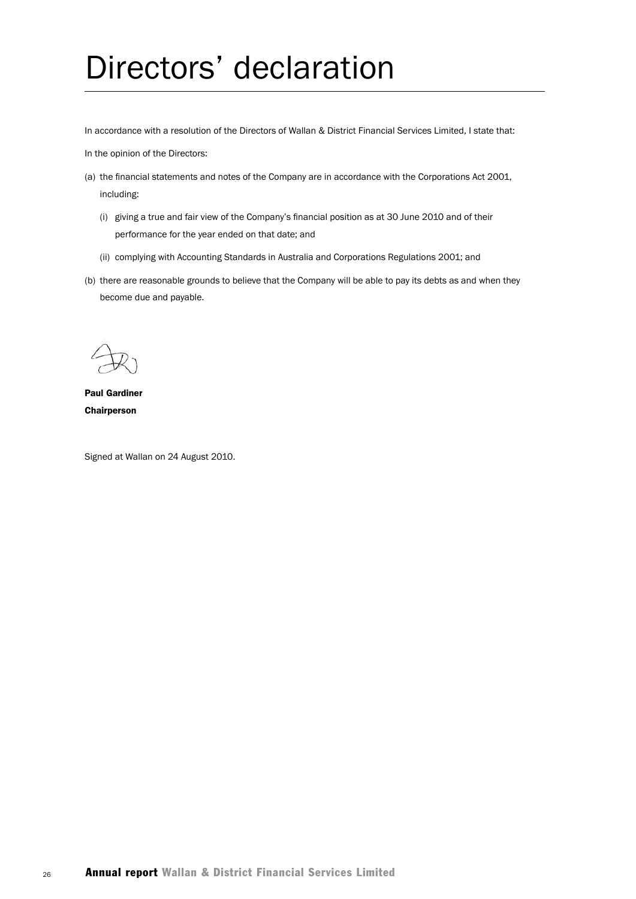# Directors' declaration

In accordance with a resolution of the Directors of Wallan & District Financial Services Limited, I state that:

In the opinion of the Directors:

(a) the financial statements and notes of the Company are in accordance with the Corporations Act 2001, including:

   (i) giving a true and fair view of the Company's financial position as at 30 June 2010 and of their performance for the year ended on that date; and

   (ii) complying with Accounting Standards in Australia and Corporations Regulations 2001; and

(b) there are reasonable grounds to believe that the Company will be able to pay its debts as and when they become due and payable.

**Paul Gardiner**
**Chairperson**

Signed at Wallan on 24 August 2010.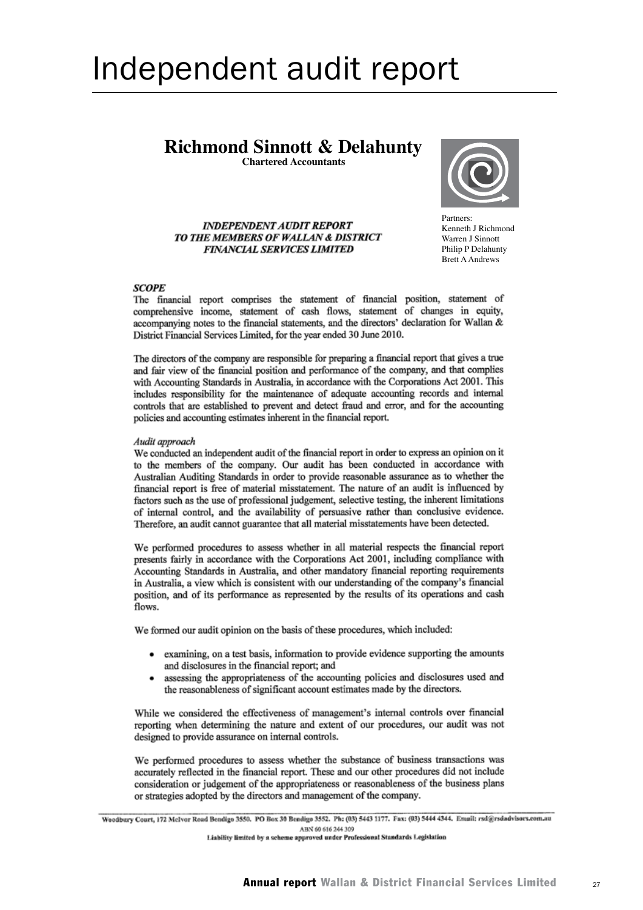# Independent audit report

## Richmond Sinnott & Delahunty

**Chartered Accountants**

Partners:
Kenneth J Richmond
Warren J Sinnott
Philip P Delahunty
Brett A Andrews

***INDEPENDENT AUDIT REPORT TO THE MEMBERS OF WALLAN & DISTRICT FINANCIAL SERVICES LIMITED***

### *SCOPE*

The financial report comprises the statement of financial position, statement of comprehensive income, statement of cash flows, statement of changes in equity, accompanying notes to the financial statements, and the directors' declaration for Wallan & District Financial Services Limited, for the year ended 30 June 2010.

The directors of the company are responsible for preparing a financial report that gives a true and fair view of the financial position and performance of the company, and that complies with Accounting Standards in Australia, in accordance with the Corporations Act 2001. This includes responsibility for the maintenance of adequate accounting records and internal controls that are established to prevent and detect fraud and error, and for the accounting policies and accounting estimates inherent in the financial report.

#### *Audit approach*

We conducted an independent audit of the financial report in order to express an opinion on it to the members of the company. Our audit has been conducted in accordance with Australian Auditing Standards in order to provide reasonable assurance as to whether the financial report is free of material misstatement. The nature of an audit is influenced by factors such as the use of professional judgement, selective testing, the inherent limitations of internal control, and the availability of persuasive rather than conclusive evidence. Therefore, an audit cannot guarantee that all material misstatements have been detected.

We performed procedures to assess whether in all material respects the financial report presents fairly in accordance with the Corporations Act 2001, including compliance with Accounting Standards in Australia, and other mandatory financial reporting requirements in Australia, a view which is consistent with our understanding of the company's financial position, and of its performance as represented by the results of its operations and cash flows.

We formed our audit opinion on the basis of these procedures, which included:

- examining, on a test basis, information to provide evidence supporting the amounts and disclosures in the financial report; and
- assessing the appropriateness of the accounting policies and disclosures used and the reasonableness of significant account estimates made by the directors.

While we considered the effectiveness of management's internal controls over financial reporting when determining the nature and extent of our procedures, our audit was not designed to provide assurance on internal controls.

We performed procedures to assess whether the substance of business transactions was accurately reflected in the financial report. These and our other procedures did not include consideration or judgement of the appropriateness or reasonableness of the business plans or strategies adopted by the directors and management of the company.

Woodbury Court, 172 McIvor Road Bendigo 3550. PO Box 30 Bendigo 3552. Ph: (03) 5443 1177. Fax: (03) 5444 4344. Email: rsd@rsdadvisors.com.au
ABN 60 616 244 309
Liability limited by a scheme approved under Professional Standards Legislation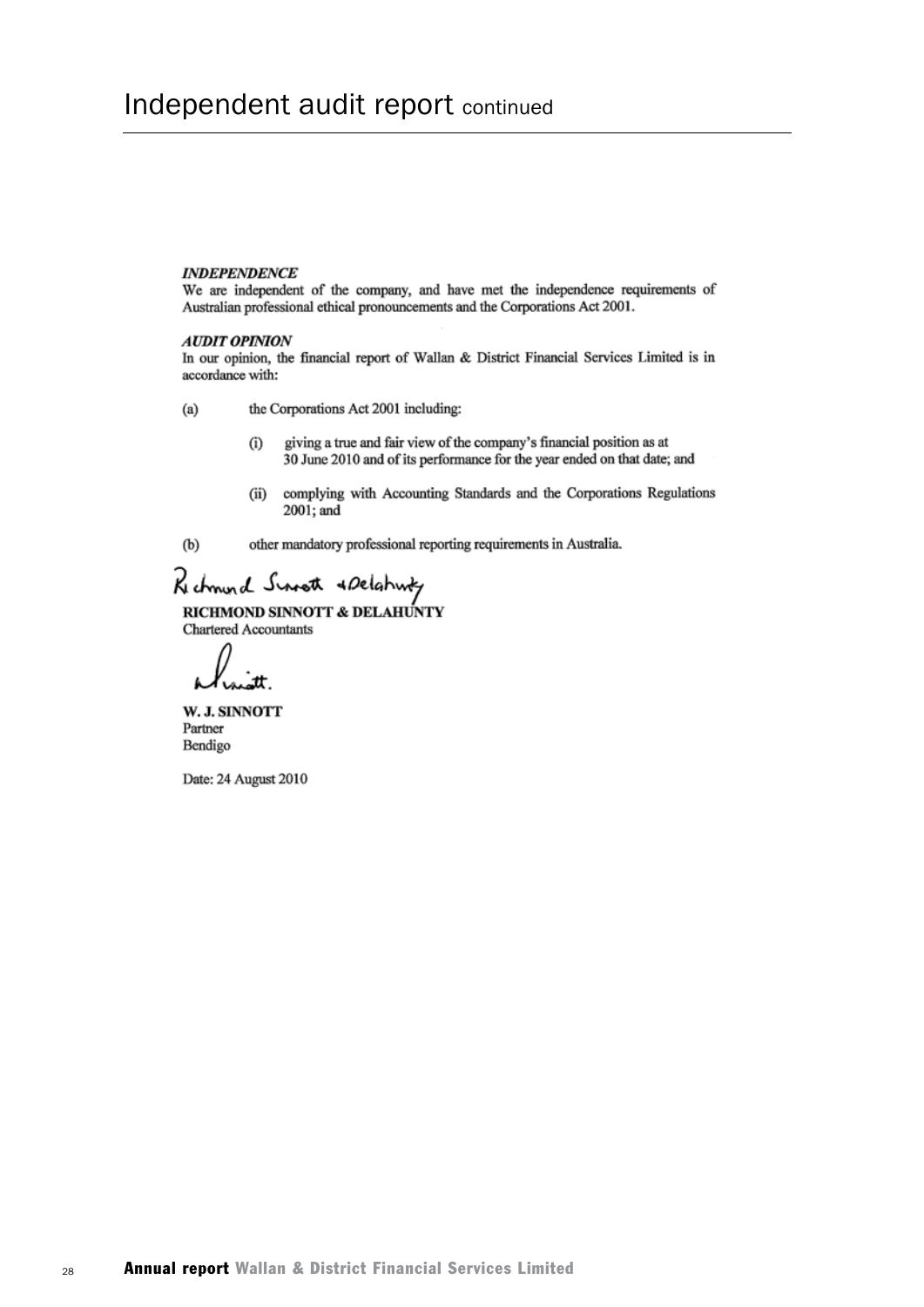# Independent audit report continued

***INDEPENDENCE***

We are independent of the company, and have met the independence requirements of Australian professional ethical pronouncements and the Corporations Act 2001.

***AUDIT OPINION***

In our opinion, the financial report of Wallan & District Financial Services Limited is in accordance with:

(a) the Corporations Act 2001 including:

  (i) giving a true and fair view of the company's financial position as at 30 June 2010 and of its performance for the year ended on that date; and

  (ii) complying with Accounting Standards and the Corporations Regulations 2001; and

(b) other mandatory professional reporting requirements in Australia.

Richmond Sinnott & Delahunty

**RICHMOND SINNOTT & DELAHUNTY**
Chartered Accountants

W. J. Sinnott

**W. J. SINNOTT**
Partner
Bendigo

Date: 24 August 2010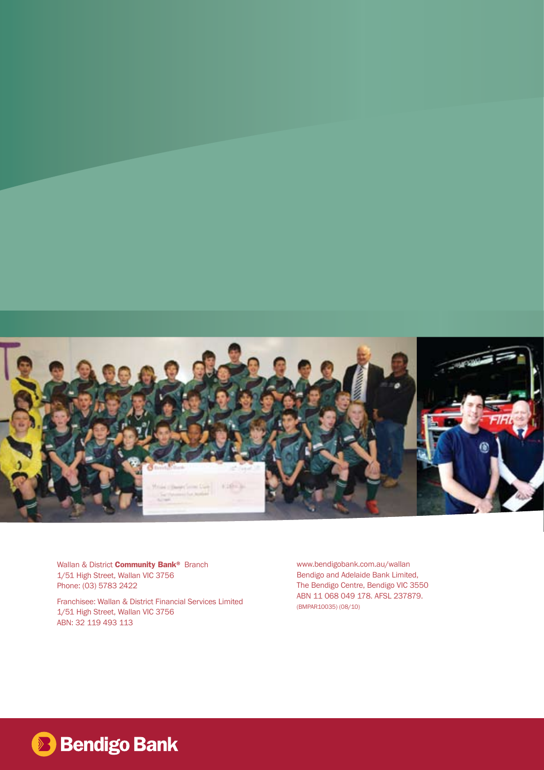Wallan & District **Community Bank**® Branch
1/51 High Street, Wallan VIC 3756
Phone: (03) 5783 2422

Franchisee: Wallan & District Financial Services Limited
1/51 High Street, Wallan VIC 3756
ABN: 32 119 493 113

www.bendigobank.com.au/wallan
Bendigo and Adelaide Bank Limited,
The Bendigo Centre, Bendigo VIC 3550
ABN 11 068 049 178. AFSL 237879.
(BMPAR10035) (08/10)

Bendigo Bank